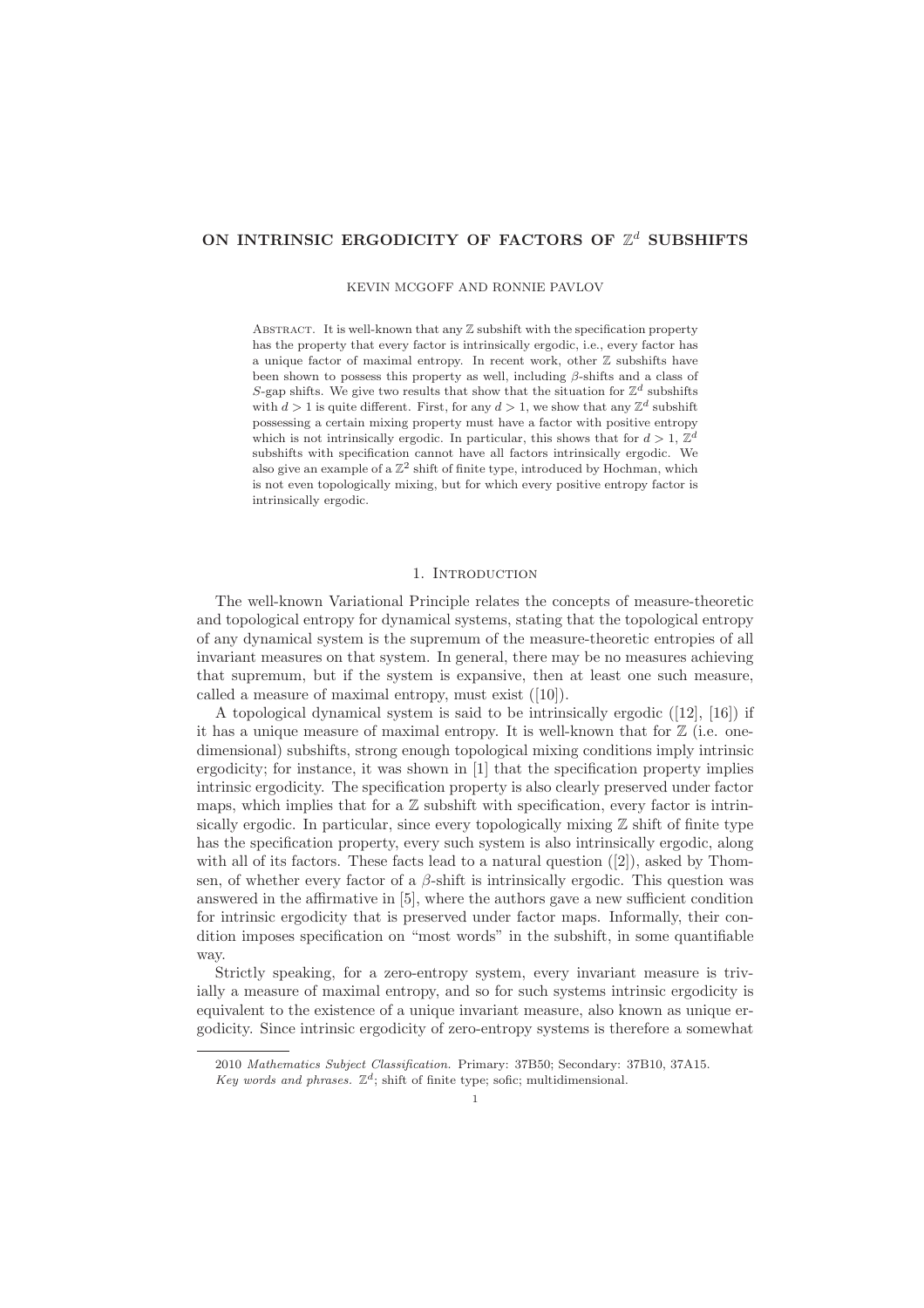# ON INTRINSIC ERGODICITY OF FACTORS OF $\mathbb{Z}^d$ SUBSHIFTS

KEVIN MCGOFF AND RONNIE PAVLOV

Abstract. It is well-known that any $\mathbb{Z}$ subshift with the specification property has the property that every factor is intrinsically ergodic, i.e., every factor has a unique factor of maximal entropy. In recent work, other $\mathbb{Z}$ subshifts have been shown to possess this property as well, including $\beta$-shifts and a class of $S$-gap shifts. We give two results that show that the situation for $\mathbb{Z}^d$ subshifts with $d > 1$ is quite different. First, for any $d > 1$, we show that any $\mathbb{Z}^d$ subshift possessing a certain mixing property must have a factor with positive entropy which is not intrinsically ergodic. In particular, this shows that for $d > 1$, $\mathbb{Z}^d$ subshifts with specification cannot have all factors intrinsically ergodic. We also give an example of a $\mathbb{Z}^2$ shift of finite type, introduced by Hochman, which is not even topologically mixing, but for which every positive entropy factor is intrinsically ergodic.

## 1. Introduction

The well-known Variational Principle relates the concepts of measure-theoretic and topological entropy for dynamical systems, stating that the topological entropy of any dynamical system is the supremum of the measure-theoretic entropies of all invariant measures on that system. In general, there may be no measures achieving that supremum, but if the system is expansive, then at least one such measure, called a measure of maximal entropy, must exist ([10]).

A topological dynamical system is said to be intrinsically ergodic ([12], [16]) if it has a unique measure of maximal entropy. It is well-known that for $\mathbb{Z}$ (i.e. one-dimensional) subshifts, strong enough topological mixing conditions imply intrinsic ergodicity; for instance, it was shown in [1] that the specification property implies intrinsic ergodicity. The specification property is also clearly preserved under factor maps, which implies that for a $\mathbb{Z}$ subshift with specification, every factor is intrinsically ergodic. In particular, since every topologically mixing $\mathbb{Z}$ shift of finite type has the specification property, every such system is also intrinsically ergodic, along with all of its factors. These facts lead to a natural question ([2]), asked by Thomsen, of whether every factor of a $\beta$-shift is intrinsically ergodic. This question was answered in the affirmative in [5], where the authors gave a new sufficient condition for intrinsic ergodicity that is preserved under factor maps. Informally, their condition imposes specification on "most words" in the subshift, in some quantifiable way.

Strictly speaking, for a zero-entropy system, every invariant measure is trivially a measure of maximal entropy, and so for such systems intrinsic ergodicity is equivalent to the existence of a unique invariant measure, also known as unique ergodicity. Since intrinsic ergodicity of zero-entropy systems is therefore a somewhat

2010 *Mathematics Subject Classification.* Primary: 37B50; Secondary: 37B10, 37A15.

*Key words and phrases.* $\mathbb{Z}^d$; shift of finite type; sofic; multidimensional.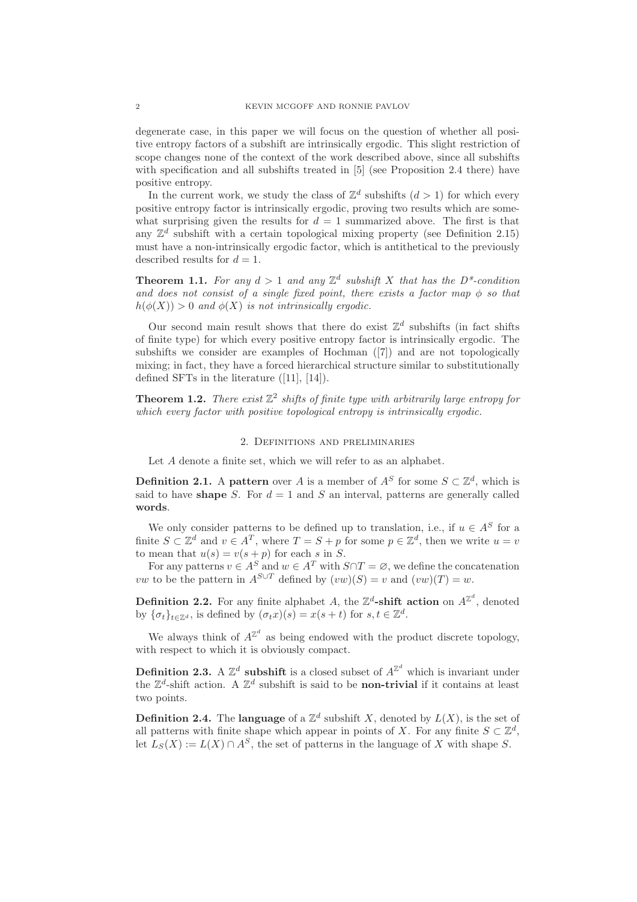degenerate case, in this paper we will focus on the question of whether all positive entropy factors of a subshift are intrinsically ergodic. This slight restriction of scope changes none of the context of the work described above, since all subshifts with specification and all subshifts treated in [5] (see Proposition 2.4 there) have positive entropy.

In the current work, we study the class of $\mathbb{Z}^d$ subshifts ($d > 1$) for which every positive entropy factor is intrinsically ergodic, proving two results which are somewhat surprising given the results for $d = 1$ summarized above. The first is that any $\mathbb{Z}^d$ subshift with a certain topological mixing property (see Definition 2.15) must have a non-intrinsically ergodic factor, which is antithetical to the previously described results for $d = 1$.

**Theorem 1.1.** *For any $d > 1$ and any $\mathbb{Z}^d$ subshift $X$ that has the $D^*$-condition and does not consist of a single fixed point, there exists a factor map $\phi$ so that $h(\phi(X)) > 0$ and $\phi(X)$ is not intrinsically ergodic.*

Our second main result shows that there do exist $\mathbb{Z}^d$ subshifts (in fact shifts of finite type) for which every positive entropy factor is intrinsically ergodic. The subshifts we consider are examples of Hochman ([7]) and are not topologically mixing; in fact, they have a forced hierarchical structure similar to substitutionally defined SFTs in the literature ([11], [14]).

**Theorem 1.2.** *There exist $\mathbb{Z}^2$ shifts of finite type with arbitrarily large entropy for which every factor with positive topological entropy is intrinsically ergodic.*

## 2. Definitions and preliminaries

Let $A$ denote a finite set, which we will refer to as an alphabet.

**Definition 2.1.** A **pattern** over $A$ is a member of $A^S$ for some $S \subset \mathbb{Z}^d$, which is said to have **shape** $S$. For $d = 1$ and $S$ an interval, patterns are generally called **words**.

We only consider patterns to be defined up to translation, i.e., if $u \in A^S$ for a finite $S \subset \mathbb{Z}^d$ and $v \in A^T$, where $T = S + p$ for some $p \in \mathbb{Z}^d$, then we write $u = v$ to mean that $u(s) = v(s + p)$ for each $s$ in $S$.

For any patterns $v \in A^S$ and $w \in A^T$ with $S \cap T = \varnothing$, we define the concatenation $vw$ to be the pattern in $A^{S \cup T}$ defined by $(vw)(S) = v$ and $(vw)(T) = w$.

**Definition 2.2.** For any finite alphabet $A$, the $\mathbb{Z}^d$**-shift action** on $A^{\mathbb{Z}^d}$, denoted by $\{\sigma_t\}_{t \in \mathbb{Z}^d}$, is defined by $(\sigma_t x)(s) = x(s + t)$ for $s, t \in \mathbb{Z}^d$.

We always think of $A^{\mathbb{Z}^d}$ as being endowed with the product discrete topology, with respect to which it is obviously compact.

**Definition 2.3.** A $\mathbb{Z}^d$ **subshift** is a closed subset of $A^{\mathbb{Z}^d}$ which is invariant under the $\mathbb{Z}^d$-shift action. A $\mathbb{Z}^d$ subshift is said to be **non-trivial** if it contains at least two points.

**Definition 2.4.** The **language** of a $\mathbb{Z}^d$ subshift $X$, denoted by $L(X)$, is the set of all patterns with finite shape which appear in points of $X$. For any finite $S \subset \mathbb{Z}^d$, let $L_S(X) := L(X) \cap A^S$, the set of patterns in the language of $X$ with shape $S$.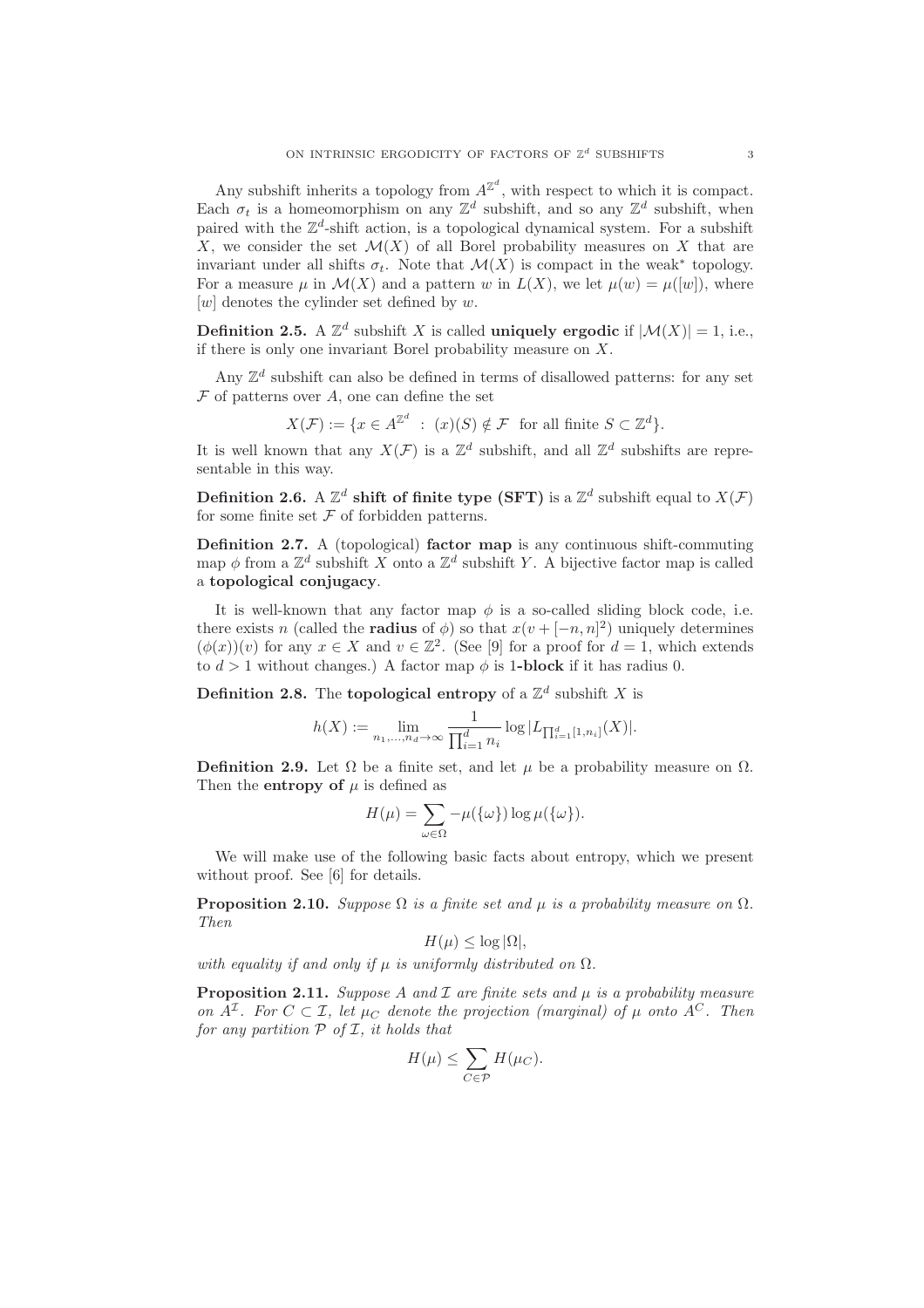Any subshift inherits a topology from $A^{\mathbb{Z}^d}$, with respect to which it is compact. Each $\sigma_t$ is a homeomorphism on any $\mathbb{Z}^d$ subshift, and so any $\mathbb{Z}^d$ subshift, when paired with the $\mathbb{Z}^d$-shift action, is a topological dynamical system. For a subshift $X$, we consider the set $\mathcal{M}(X)$ of all Borel probability measures on $X$ that are invariant under all shifts $\sigma_t$. Note that $\mathcal{M}(X)$ is compact in the weak$^*$ topology. For a measure $\mu$ in $\mathcal{M}(X)$ and a pattern $w$ in $L(X)$, we let $\mu(w) = \mu([w])$, where $[w]$ denotes the cylinder set defined by $w$.

**Definition 2.5.** A $\mathbb{Z}^d$ subshift $X$ is called **uniquely ergodic** if $|\mathcal{M}(X)| = 1$, i.e., if there is only one invariant Borel probability measure on $X$.

Any $\mathbb{Z}^d$ subshift can also be defined in terms of disallowed patterns: for any set $\mathcal{F}$ of patterns over $A$, one can define the set

$$X(\mathcal{F}) := \{x \in A^{\mathbb{Z}^d} \;:\; (x)(S) \notin \mathcal{F} \text{ for all finite } S \subset \mathbb{Z}^d\}.$$

It is well known that any $X(\mathcal{F})$ is a $\mathbb{Z}^d$ subshift, and all $\mathbb{Z}^d$ subshifts are representable in this way.

**Definition 2.6.** A $\mathbb{Z}^d$ **shift of finite type (SFT)** is a $\mathbb{Z}^d$ subshift equal to $X(\mathcal{F})$ for some finite set $\mathcal{F}$ of forbidden patterns.

**Definition 2.7.** A (topological) **factor map** is any continuous shift-commuting map $\phi$ from a $\mathbb{Z}^d$ subshift $X$ onto a $\mathbb{Z}^d$ subshift $Y$. A bijective factor map is called a **topological conjugacy**.

It is well-known that any factor map $\phi$ is a so-called sliding block code, i.e. there exists $n$ (called the **radius** of $\phi$) so that $x(v + [-n, n]^2)$ uniquely determines $(\phi(x))(v)$ for any $x \in X$ and $v \in \mathbb{Z}^2$. (See [9] for a proof for $d = 1$, which extends to $d > 1$ without changes.) A factor map $\phi$ is **1-block** if it has radius 0.

**Definition 2.8.** The **topological entropy** of a $\mathbb{Z}^d$ subshift $X$ is

$$h(X) := \lim_{n_1,\ldots,n_d \to \infty} \frac{1}{\prod_{i=1}^d n_i} \log |L_{\prod_{i=1}^d [1,n_i]}(X)|.$$

**Definition 2.9.** Let $\Omega$ be a finite set, and let $\mu$ be a probability measure on $\Omega$. Then the **entropy of** $\mu$ is defined as

$$H(\mu) = \sum_{\omega \in \Omega} -\mu(\{\omega\}) \log \mu(\{\omega\}).$$

We will make use of the following basic facts about entropy, which we present without proof. See [6] for details.

**Proposition 2.10.** *Suppose $\Omega$ is a finite set and $\mu$ is a probability measure on $\Omega$. Then*

$$H(\mu) \leq \log |\Omega|,$$

*with equality if and only if $\mu$ is uniformly distributed on $\Omega$.*

**Proposition 2.11.** *Suppose $A$ and $\mathcal{I}$ are finite sets and $\mu$ is a probability measure on $A^{\mathcal{I}}$. For $C \subset \mathcal{I}$, let $\mu_C$ denote the projection (marginal) of $\mu$ onto $A^C$. Then for any partition $\mathcal{P}$ of $\mathcal{I}$, it holds that*

$$H(\mu) \leq \sum_{C \in \mathcal{P}} H(\mu_C).$$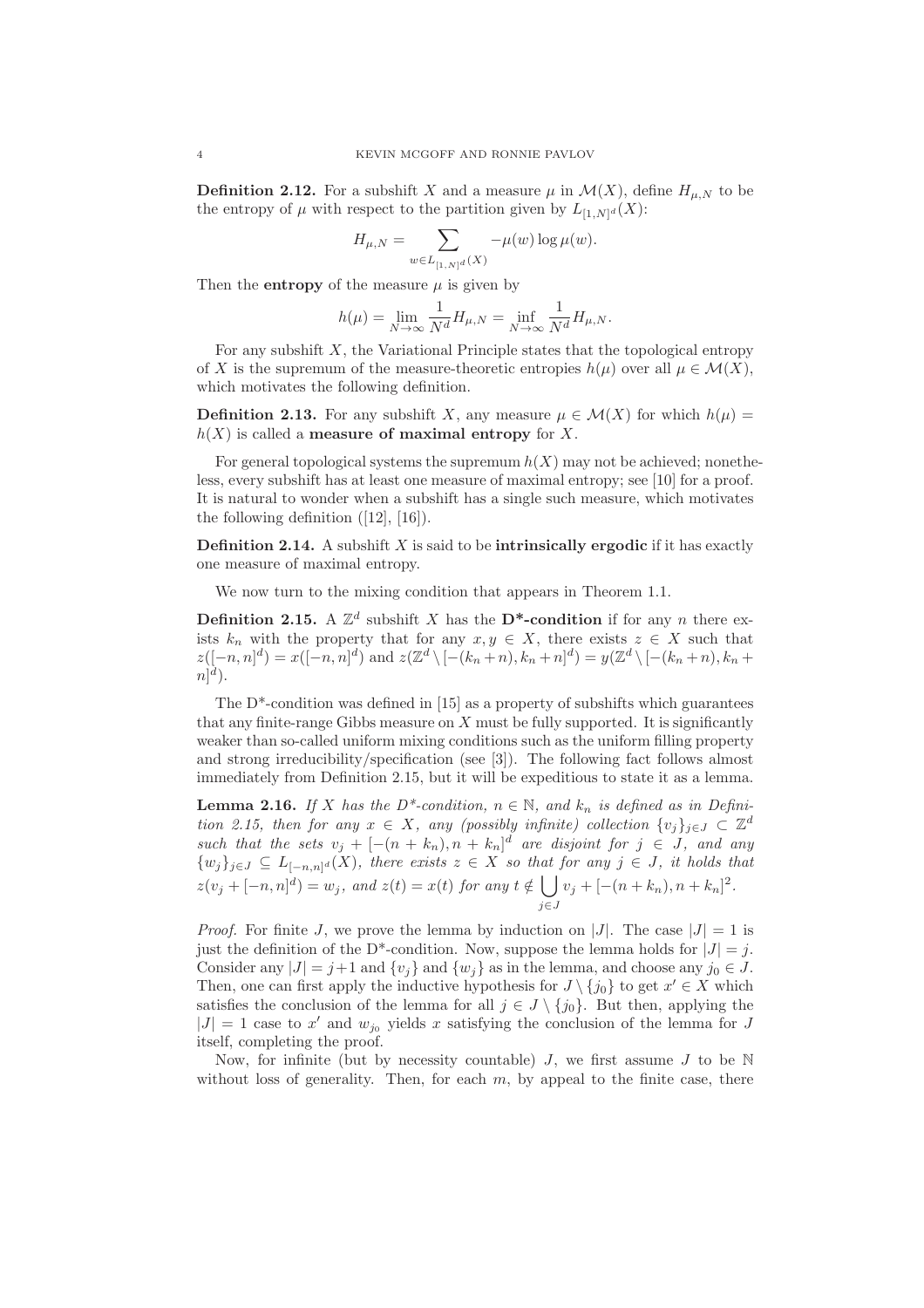**Definition 2.12.** For a subshift $X$ and a measure $\mu$ in $\mathcal{M}(X)$, define $H_{\mu,N}$ to be the entropy of $\mu$ with respect to the partition given by $L_{[1,N]^d}(X)$:

$$H_{\mu,N} = \sum_{w \in L_{[1,N]^d}(X)} -\mu(w) \log \mu(w).$$

Then the **entropy** of the measure $\mu$ is given by

$$h(\mu) = \lim_{N\to\infty} \frac{1}{N^d} H_{\mu,N} = \inf_{N\to\infty} \frac{1}{N^d} H_{\mu,N}.$$

For any subshift $X$, the Variational Principle states that the topological entropy of $X$ is the supremum of the measure-theoretic entropies $h(\mu)$ over all $\mu \in \mathcal{M}(X)$, which motivates the following definition.

**Definition 2.13.** For any subshift $X$, any measure $\mu \in \mathcal{M}(X)$ for which $h(\mu) = h(X)$ is called a **measure of maximal entropy** for $X$.

For general topological systems the supremum $h(X)$ may not be achieved; nonetheless, every subshift has at least one measure of maximal entropy; see [10] for a proof. It is natural to wonder when a subshift has a single such measure, which motivates the following definition ([12], [16]).

**Definition 2.14.** A subshift $X$ is said to be **intrinsically ergodic** if it has exactly one measure of maximal entropy.

We now turn to the mixing condition that appears in Theorem 1.1.

**Definition 2.15.** A $\mathbb{Z}^d$ subshift $X$ has the **D\*-condition** if for any $n$ there exists $k_n$ with the property that for any $x, y \in X$, there exists $z \in X$ such that $z([-n,n]^d) = x([-n,n]^d)$ and $z(\mathbb{Z}^d \setminus [-(k_n+n), k_n+n]^d) = y(\mathbb{Z}^d \setminus [-(k_n+n), k_n+n]^d)$.

The D\*-condition was defined in [15] as a property of subshifts which guarantees that any finite-range Gibbs measure on $X$ must be fully supported. It is significantly weaker than so-called uniform mixing conditions such as the uniform filling property and strong irreducibility/specification (see [3]). The following fact follows almost immediately from Definition 2.15, but it will be expeditious to state it as a lemma.

**Lemma 2.16.** *If $X$ has the D\*-condition, $n \in \mathbb{N}$, and $k_n$ is defined as in Definition 2.15, then for any $x \in X$, any (possibly infinite) collection $\{v_j\}_{j\in J} \subset \mathbb{Z}^d$ such that the sets $v_j + [-(n+k_n), n+k_n]^d$ are disjoint for $j \in J$, and any $\{w_j\}_{j\in J} \subseteq L_{[-n,n]^d}(X)$, there exists $z \in X$ so that for any $j \in J$, it holds that $z(v_j + [-n,n]^d) = w_j$, and $z(t) = x(t)$ for any $t \notin \bigcup_{j\in J} v_j + [-(n+k_n), n+k_n]^2$.*

*Proof.* For finite $J$, we prove the lemma by induction on $|J|$. The case $|J| = 1$ is just the definition of the D\*-condition. Now, suppose the lemma holds for $|J| = j$. Consider any $|J| = j+1$ and $\{v_j\}$ and $\{w_j\}$ as in the lemma, and choose any $j_0 \in J$. Then, one can first apply the inductive hypothesis for $J \setminus \{j_0\}$ to get $x' \in X$ which satisfies the conclusion of the lemma for all $j \in J \setminus \{j_0\}$. But then, applying the $|J| = 1$ case to $x'$ and $w_{j_0}$ yields $x$ satisfying the conclusion of the lemma for $J$ itself, completing the proof.

Now, for infinite (but by necessity countable) $J$, we first assume $J$ to be $\mathbb{N}$ without loss of generality. Then, for each $m$, by appeal to the finite case, there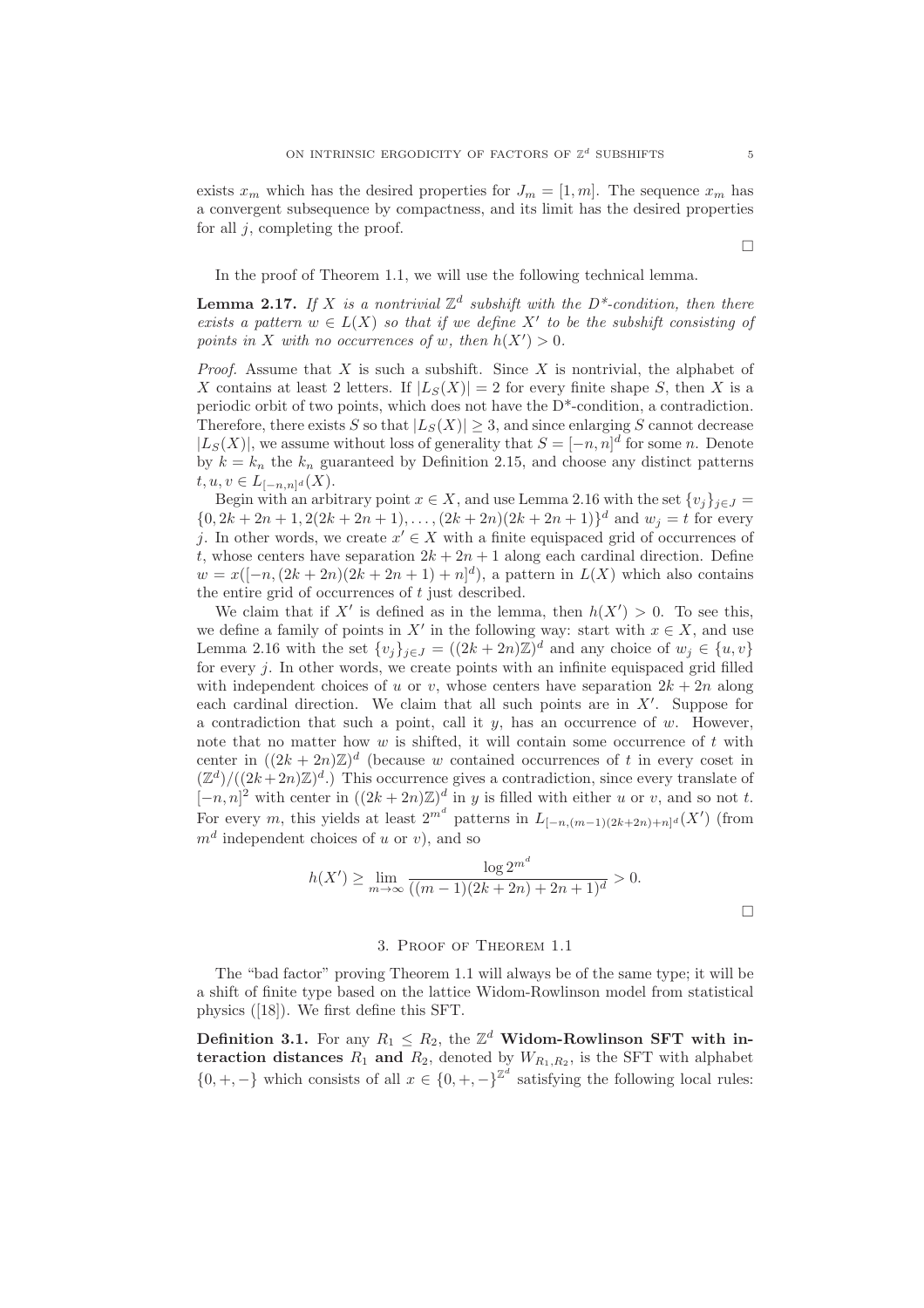exists $x_m$ which has the desired properties for $J_m = [1, m]$. The sequence $x_m$ has a convergent subsequence by compactness, and its limit has the desired properties for all $j$, completing the proof.

□

In the proof of Theorem 1.1, we will use the following technical lemma.

**Lemma 2.17.** *If $X$ is a nontrivial $\mathbb{Z}^d$ subshift with the $D^*$-condition, then there exists a pattern $w \in L(X)$ so that if we define $X'$ to be the subshift consisting of points in $X$ with no occurrences of $w$, then $h(X') > 0$.*

*Proof.* Assume that $X$ is such a subshift. Since $X$ is nontrivial, the alphabet of $X$ contains at least 2 letters. If $|L_S(X)| = 2$ for every finite shape $S$, then $X$ is a periodic orbit of two points, which does not have the D*-condition, a contradiction. Therefore, there exists $S$ so that $|L_S(X)| \geq 3$, and since enlarging $S$ cannot decrease $|L_S(X)|$, we assume without loss of generality that $S = [-n, n]^d$ for some $n$. Denote by $k = k_n$ the $k_n$ guaranteed by Definition 2.15, and choose any distinct patterns $t, u, v \in L_{[-n,n]^d}(X)$.

Begin with an arbitrary point $x \in X$, and use Lemma 2.16 with the set $\{v_j\}_{j \in J} = \{0, 2k + 2n + 1, 2(2k + 2n + 1), \ldots, (2k + 2n)(2k + 2n + 1)\}^d$ and $w_j = t$ for every $j$. In other words, we create $x' \in X$ with a finite equispaced grid of occurrences of $t$, whose centers have separation $2k + 2n + 1$ along each cardinal direction. Define $w = x([-n, (2k + 2n)(2k + 2n + 1) + n]^d)$, a pattern in $L(X)$ which also contains the entire grid of occurrences of $t$ just described.

We claim that if $X'$ is defined as in the lemma, then $h(X') > 0$. To see this, we define a family of points in $X'$ in the following way: start with $x \in X$, and use Lemma 2.16 with the set $\{v_j\}_{j \in J} = ((2k + 2n)\mathbb{Z})^d$ and any choice of $w_j \in \{u, v\}$ for every $j$. In other words, we create points with an infinite equispaced grid filled with independent choices of $u$ or $v$, whose centers have separation $2k + 2n$ along each cardinal direction. We claim that all such points are in $X'$. Suppose for a contradiction that such a point, call it $y$, has an occurrence of $w$. However, note that no matter how $w$ is shifted, it will contain some occurrence of $t$ with center in $((2k + 2n)\mathbb{Z})^d$ (because $w$ contained occurrences of $t$ in every coset in $(\mathbb{Z}^d)/((2k+2n)\mathbb{Z})^d$.) This occurrence gives a contradiction, since every translate of $[-n, n]^2$ with center in $((2k + 2n)\mathbb{Z})^d$ in $y$ is filled with either $u$ or $v$, and so not $t$. For every $m$, this yields at least $2^{m^d}$ patterns in $L_{[-n,(m-1)(2k+2n)+n]^d}(X')$ (from $m^d$ independent choices of $u$ or $v$), and so

$$h(X') \geq \lim_{m \to \infty} \frac{\log 2^{m^d}}{((m - 1)(2k + 2n) + 2n + 1)^d} > 0.$$

□

## 3. Proof of Theorem 1.1

The "bad factor" proving Theorem 1.1 will always be of the same type; it will be a shift of finite type based on the lattice Widom-Rowlinson model from statistical physics ([18]). We first define this SFT.

**Definition 3.1.** For any $R_1 \leq R_2$, the $\mathbb{Z}^d$ **Widom-Rowlinson SFT with interaction distances** $R_1$ **and** $R_2$, denoted by $W_{R_1,R_2}$, is the SFT with alphabet $\{0, +, -\}$ which consists of all $x \in \{0, +, -\}^{\mathbb{Z}^d}$ satisfying the following local rules: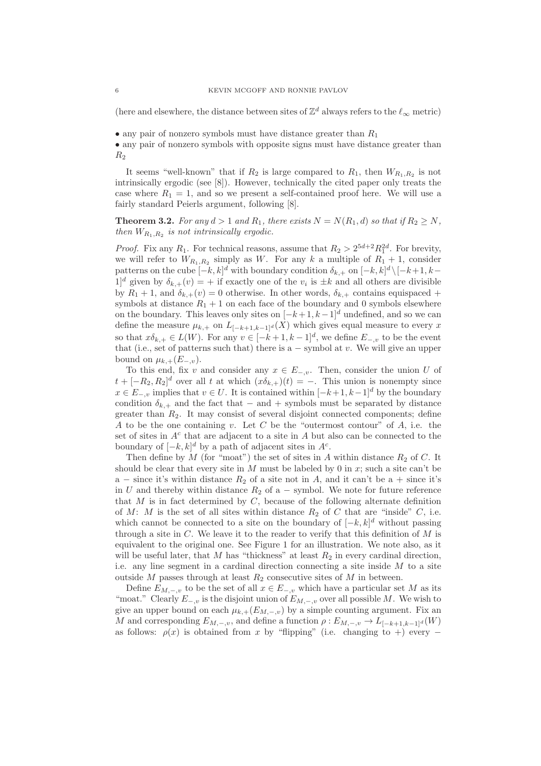(here and elsewhere, the distance between sites of $\mathbb{Z}^d$ always refers to the $\ell_\infty$ metric)

- any pair of nonzero symbols must have distance greater than $R_1$
- any pair of nonzero symbols with opposite signs must have distance greater than $R_2$

It seems "well-known" that if $R_2$ is large compared to $R_1$, then $W_{R_1,R_2}$ is not intrinsically ergodic (see [8]). However, technically the cited paper only treats the case where $R_1 = 1$, and so we present a self-contained proof here. We will use a fairly standard Peierls argument, following [8].

**Theorem 3.2.** *For any $d > 1$ and $R_1$, there exists $N = N(R_1, d)$ so that if $R_2 \geq N$, then $W_{R_1,R_2}$ is not intrinsically ergodic.*

*Proof.* Fix any $R_1$. For technical reasons, assume that $R_2 > 2^{5d+2}R_1^{2d}$. For brevity, we will refer to $W_{R_1,R_2}$ simply as $W$. For any $k$ a multiple of $R_1 + 1$, consider patterns on the cube $[-k, k]^d$ with boundary condition $\delta_{k,+}$ on $[-k, k]^d \setminus [-k+1, k-1]^d$ given by $\delta_{k,+}(v) = +$ if exactly one of the $v_i$ is $\pm k$ and all others are divisible by $R_1 + 1$, and $\delta_{k,+}(v) = 0$ otherwise. In other words, $\delta_{k,+}$ contains equispaced $+$ symbols at distance $R_1 + 1$ on each face of the boundary and 0 symbols elsewhere on the boundary. This leaves only sites on $[-k+1, k-1]^d$ undefined, and so we can define the measure $\mu_{k,+}$ on $L_{[-k+1,k-1]^d}(X)$ which gives equal measure to every $x$ so that $x\delta_{k,+} \in L(W)$. For any $v \in [-k+1, k-1]^d$, we define $E_{-,v}$ to be the event that (i.e., set of patterns such that) there is a $-$ symbol at $v$. We will give an upper bound on $\mu_{k,+}(E_{-,v})$.

To this end, fix $v$ and consider any $x \in E_{-,v}$. Then, consider the union $U$ of $t + [-R_2, R_2]^d$ over all $t$ at which $(x\delta_{k,+})(t) = -$. This union is nonempty since $x \in E_{-,v}$ implies that $v \in U$. It is contained within $[-k+1, k-1]^d$ by the boundary condition $\delta_{k,+}$ and the fact that $-$ and $+$ symbols must be separated by distance greater than $R_2$. It may consist of several disjoint connected components; define $A$ to be the one containing $v$. Let $C$ be the "outermost contour" of $A$, i.e. the set of sites in $A^c$ that are adjacent to a site in $A$ but also can be connected to the boundary of $[-k, k]^d$ by a path of adjacent sites in $A^c$.

Then define by $M$ (for "moat") the set of sites in $A$ within distance $R_2$ of $C$. It should be clear that every site in $M$ must be labeled by 0 in $x$; such a site can't be a $-$ since it's within distance $R_2$ of a site not in $A$, and it can't be a $+$ since it's in $U$ and thereby within distance $R_2$ of a $-$ symbol. We note for future reference that $M$ is in fact determined by $C$, because of the following alternate definition of $M$: $M$ is the set of all sites within distance $R_2$ of $C$ that are "inside" $C$, i.e. which cannot be connected to a site on the boundary of $[-k, k]^d$ without passing through a site in $C$. We leave it to the reader to verify that this definition of $M$ is equivalent to the original one. See Figure 1 for an illustration. We note also, as it will be useful later, that $M$ has "thickness" at least $R_2$ in every cardinal direction, i.e. any line segment in a cardinal direction connecting a site inside $M$ to a site outside $M$ passes through at least $R_2$ consecutive sites of $M$ in between.

Define $E_{M,-,v}$ to be the set of all $x \in E_{-,v}$ which have a particular set $M$ as its "moat." Clearly $E_{-,v}$ is the disjoint union of $E_{M,-,v}$ over all possible $M$. We wish to give an upper bound on each $\mu_{k,+}(E_{M,-,v})$ by a simple counting argument. Fix an $M$ and corresponding $E_{M,-,v}$, and define a function $\rho : E_{M,-,v} \to L_{[-k+1,k-1]^d}(W)$ as follows: $\rho(x)$ is obtained from $x$ by "flipping" (i.e. changing to $+$) every $-$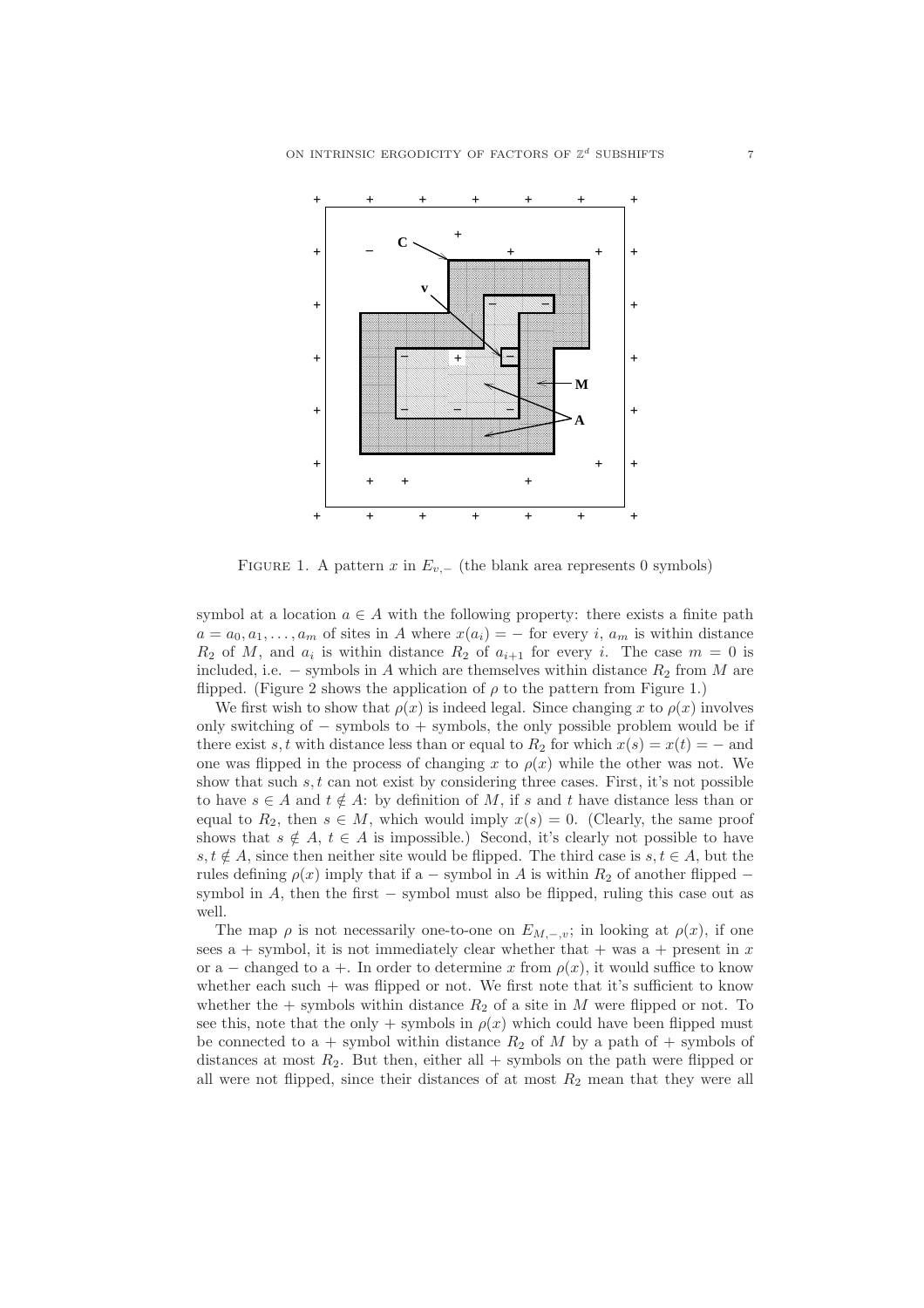FIGURE 1. A pattern $x$ in $E_{v,-}$ (the blank area represents 0 symbols)

symbol at a location $a \in A$ with the following property: there exists a finite path $a = a_0, a_1, \ldots, a_m$ of sites in $A$ where $x(a_i) = -$ for every $i$, $a_m$ is within distance $R_2$ of $M$, and $a_i$ is within distance $R_2$ of $a_{i+1}$ for every $i$. The case $m = 0$ is included, i.e. $-$ symbols in $A$ which are themselves within distance $R_2$ from $M$ are flipped. (Figure 2 shows the application of $\rho$ to the pattern from Figure 1.)

We first wish to show that $\rho(x)$ is indeed legal. Since changing $x$ to $\rho(x)$ involves only switching of $-$ symbols to $+$ symbols, the only possible problem would be if there exist $s, t$ with distance less than or equal to $R_2$ for which $x(s) = x(t) = -$ and one was flipped in the process of changing $x$ to $\rho(x)$ while the other was not. We show that such $s, t$ can not exist by considering three cases. First, it's not possible to have $s \in A$ and $t \notin A$: by definition of $M$, if $s$ and $t$ have distance less than or equal to $R_2$, then $s \in M$, which would imply $x(s) = 0$. (Clearly, the same proof shows that $s \notin A$, $t \in A$ is impossible.) Second, it's clearly not possible to have $s, t \notin A$, since then neither site would be flipped. The third case is $s, t \in A$, but the rules defining $\rho(x)$ imply that if a $-$ symbol in $A$ is within $R_2$ of another flipped $-$ symbol in $A$, then the first $-$ symbol must also be flipped, ruling this case out as well.

The map $\rho$ is not necessarily one-to-one on $E_{M,-,v}$; in looking at $\rho(x)$, if one sees a $+$ symbol, it is not immediately clear whether that $+$ was a $+$ present in $x$ or a $-$ changed to a $+$. In order to determine $x$ from $\rho(x)$, it would suffice to know whether each such $+$ was flipped or not. We first note that it's sufficient to know whether the $+$ symbols within distance $R_2$ of a site in $M$ were flipped or not. To see this, note that the only $+$ symbols in $\rho(x)$ which could have been flipped must be connected to a $+$ symbol within distance $R_2$ of $M$ by a path of $+$ symbols of distances at most $R_2$. But then, either all $+$ symbols on the path were flipped or all were not flipped, since their distances of at most $R_2$ mean that they were all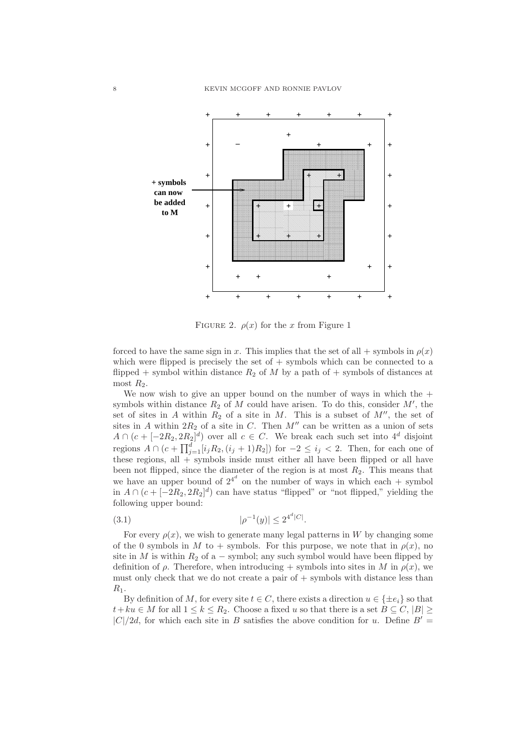FIGURE 2. $\rho(x)$ for the $x$ from Figure 1

forced to have the same sign in $x$. This implies that the set of all + symbols in $\rho(x)$ which were flipped is precisely the set of + symbols which can be connected to a flipped + symbol within distance $R_2$ of $M$ by a path of + symbols of distances at most $R_2$.

We now wish to give an upper bound on the number of ways in which the + symbols within distance $R_2$ of $M$ could have arisen. To do this, consider $M'$, the set of sites in $A$ within $R_2$ of a site in $M$. This is a subset of $M''$, the set of sites in $A$ within $2R_2$ of a site in $C$. Then $M''$ can be written as a union of sets $A \cap (c + [-2R_2, 2R_2]^d)$ over all $c \in C$. We break each such set into $4^d$ disjoint regions $A \cap (c + \prod_{j=1}^{d} [i_j R_2, (i_j + 1)R_2])$ for $-2 \leq i_j < 2$. Then, for each one of these regions, all + symbols inside must either all have been flipped or all have been not flipped, since the diameter of the region is at most $R_2$. This means that we have an upper bound of $2^{4^d}$ on the number of ways in which each + symbol in $A \cap (c + [-2R_2, 2R_2]^d)$ can have status "flipped" or "not flipped," yielding the following upper bound:

$$|\rho^{-1}(y)| \leq 2^{4^d |C|}. \tag{3.1}$$

For every $\rho(x)$, we wish to generate many legal patterns in $W$ by changing some of the 0 symbols in $M$ to + symbols. For this purpose, we note that in $\rho(x)$, no site in $M$ is within $R_2$ of a $-$ symbol; any such symbol would have been flipped by definition of $\rho$. Therefore, when introducing + symbols into sites in $M$ in $\rho(x)$, we must only check that we do not create a pair of + symbols with distance less than $R_1$.

By definition of $M$, for every site $t \in C$, there exists a direction $u \in \{\pm e_i\}$ so that $t + ku \in M$ for all $1 \leq k \leq R_2$. Choose a fixed $u$ so that there is a set $B \subseteq C$, $|B| \geq |C|/2d$, for which each site in $B$ satisfies the above condition for $u$. Define $B' =$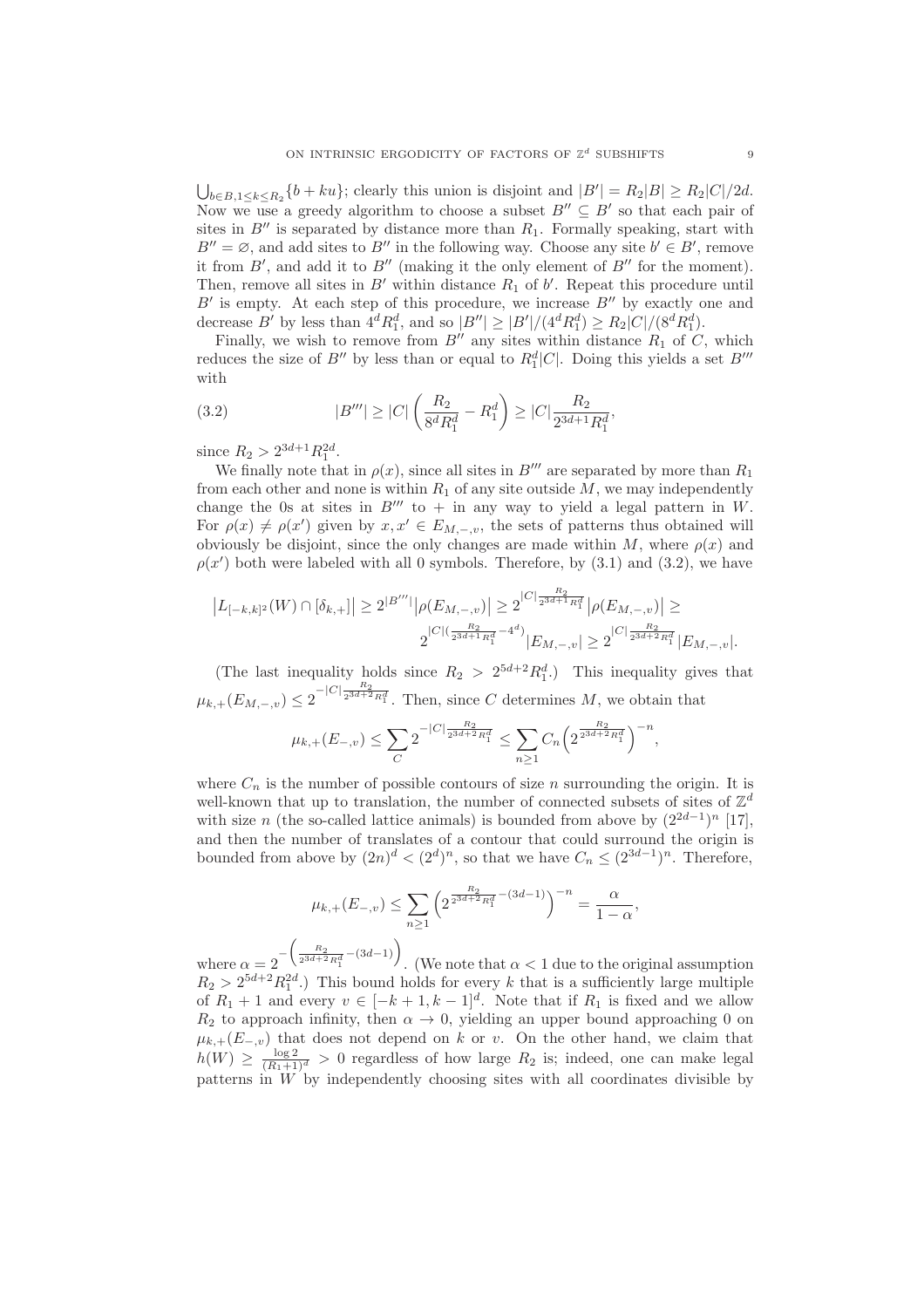$\bigcup_{b \in B, 1 \leq k \leq R_2} \{b + ku\}$; clearly this union is disjoint and $|B'| = R_2|B| \geq R_2|C|/2d$. Now we use a greedy algorithm to choose a subset $B'' \subseteq B'$ so that each pair of sites in $B''$ is separated by distance more than $R_1$. Formally speaking, start with $B'' = \varnothing$, and add sites to $B''$ in the following way. Choose any site $b' \in B'$, remove it from $B'$, and add it to $B''$ (making it the only element of $B''$ for the moment). Then, remove all sites in $B'$ within distance $R_1$ of $b'$. Repeat this procedure until $B'$ is empty. At each step of this procedure, we increase $B''$ by exactly one and decrease $B'$ by less than $4^d R_1^d$, and so $|B''| \geq |B'|/(4^d R_1^d) \geq R_2|C|/(8^d R_1^d)$.

Finally, we wish to remove from $B''$ any sites within distance $R_1$ of $C$, which reduces the size of $B''$ by less than or equal to $R_1^d|C|$. Doing this yields a set $B'''$ with

$$|B'''| \geq |C| \left( \frac{R_2}{8^d R_1^d} - R_1^d \right) \geq |C| \frac{R_2}{2^{3d+1} R_1^d}, \tag{3.2}$$

since $R_2 > 2^{3d+1} R_1^{2d}$.

We finally note that in $\rho(x)$, since all sites in $B'''$ are separated by more than $R_1$ from each other and none is within $R_1$ of any site outside $M$, we may independently change the 0s at sites in $B'''$ to $+$ in any way to yield a legal pattern in $W$. For $\rho(x) \neq \rho(x')$ given by $x, x' \in E_{M,-,v}$, the sets of patterns thus obtained will obviously be disjoint, since the only changes are made within $M$, where $\rho(x)$ and $\rho(x')$ both were labeled with all 0 symbols. Therefore, by (3.1) and (3.2), we have

$$\left|L_{[-k,k]^2}(W) \cap [\delta_{k,+}]\right| \geq 2^{|B'''|} \left|\rho(E_{M,-,v})\right| \geq 2^{|C| \frac{R_2}{2^{3d+1} R_1^d}} \left|\rho(E_{M,-,v})\right| \geq 2^{|C|(\frac{R_2}{2^{3d+1} R_1^d} - 4^d)} |E_{M,-,v}| \geq 2^{|C| \frac{R_2}{2^{3d+2} R_1^d}} |E_{M,-,v}|.$$

(The last inequality holds since $R_2 > 2^{5d+2} R_1^d$.) This inequality gives that $\mu_{k,+}(E_{M,-,v}) \leq 2^{-|C| \frac{R_2}{2^{3d+2} R_1^d}}$. Then, since $C$ determines $M$, we obtain that

$$\mu_{k,+}(E_{-,v}) \leq \sum_C 2^{-|C| \frac{R_2}{2^{3d+2} R_1^d}} \leq \sum_{n \geq 1} C_n \left( 2^{\frac{R_2}{2^{3d+2} R_1^d}} \right)^{-n},$$

where $C_n$ is the number of possible contours of size $n$ surrounding the origin. It is well-known that up to translation, the number of connected subsets of sites of $\mathbb{Z}^d$ with size $n$ (the so-called lattice animals) is bounded from above by $(2^{2d-1})^n$ [17], and then the number of translates of a contour that could surround the origin is bounded from above by $(2n)^d < (2^d)^n$, so that we have $C_n \leq (2^{3d-1})^n$. Therefore,

$$\mu_{k,+}(E_{-,v}) \leq \sum_{n \geq 1} \left( 2^{\frac{R_2}{2^{3d+2} R_1^d} - (3d-1)} \right)^{-n} = \frac{\alpha}{1 - \alpha},$$

where $\alpha = 2^{-\left( \frac{R_2}{2^{3d+2} R_1^d} - (3d-1) \right)}$. (We note that $\alpha < 1$ due to the original assumption $R_2 > 2^{5d+2} R_1^{2d}$.) This bound holds for every $k$ that is a sufficiently large multiple of $R_1 + 1$ and every $v \in [-k+1, k-1]^d$. Note that if $R_1$ is fixed and we allow $R_2$ to approach infinity, then $\alpha \to 0$, yielding an upper bound approaching 0 on $\mu_{k,+}(E_{-,v})$ that does not depend on $k$ or $v$. On the other hand, we claim that $h(W) \geq \frac{\log 2}{(R_1+1)^d} > 0$ regardless of how large $R_2$ is; indeed, one can make legal patterns in $W$ by independently choosing sites with all coordinates divisible by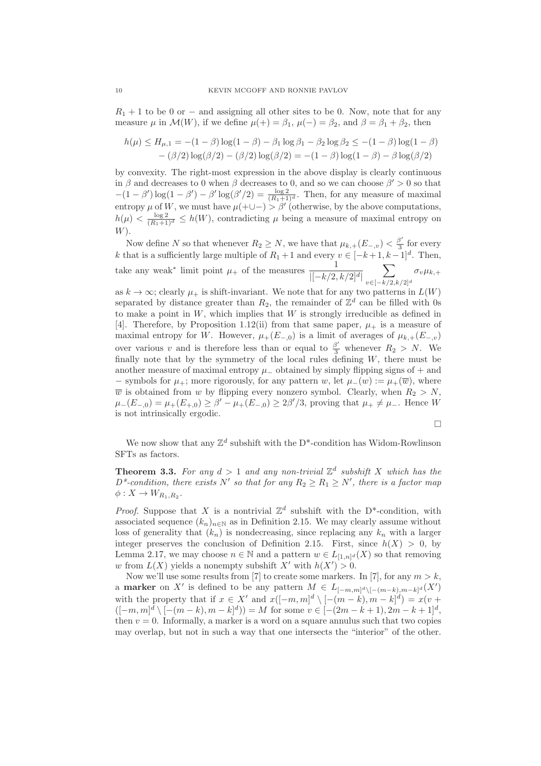$R_1 + 1$ to be 0 or $-$ and assigning all other sites to be 0. Now, note that for any measure $\mu$ in $\mathcal{M}(W)$, if we define $\mu(+) = \beta_1$, $\mu(-) = \beta_2$, and $\beta = \beta_1 + \beta_2$, then

$$h(\mu) \leq H_{\mu,1} = -(1-\beta)\log(1-\beta) - \beta_1 \log \beta_1 - \beta_2 \log \beta_2 \leq -(1-\beta)\log(1-\beta) - (\beta/2)\log(\beta/2) - (\beta/2)\log(\beta/2) = -(1-\beta)\log(1-\beta) - \beta \log(\beta/2)$$

by convexity. The right-most expression in the above display is clearly continuous in $\beta$ and decreases to 0 when $\beta$ decreases to 0, and so we can choose $\beta' > 0$ so that $-(1-\beta')\log(1-\beta') - \beta' \log(\beta'/2) = \frac{\log 2}{(R_1+1)^d}$. Then, for any measure of maximal entropy $\mu$ of $W$, we must have $\mu(+ \cup -) > \beta'$ (otherwise, by the above computations, $h(\mu) < \frac{\log 2}{(R_1+1)^d} \leq h(W)$, contradicting $\mu$ being a measure of maximal entropy on $W$).

Now define $N$ so that whenever $R_2 \geq N$, we have that $\mu_{k,+}(E_{-,v}) < \frac{\beta'}{3}$ for every $k$ that is a sufficiently large multiple of $R_1 + 1$ and every $v \in [-k+1, k-1]^d$. Then, take any weak* limit point $\mu_+$ of the measures $\frac{1}{|[-k/2, k/2]^d|} \sum_{v \in [-k/2,k/2]^d} \sigma_v \mu_{k,+}$ as $k \to \infty$; clearly $\mu_+$ is shift-invariant. We note that for any two patterns in $L(W)$ separated by distance greater than $R_2$, the remainder of $\mathbb{Z}^d$ can be filled with 0s to make a point in $W$, which implies that $W$ is strongly irreducible as defined in [4]. Therefore, by Proposition 1.12(ii) from that same paper, $\mu_+$ is a measure of maximal entropy for $W$. However, $\mu_+(E_{-,0})$ is a limit of averages of $\mu_{k,+}(E_{-,v})$ over various $v$ and is therefore less than or equal to $\frac{\beta'}{3}$ whenever $R_2 > N$. We finally note that by the symmetry of the local rules defining $W$, there must be another measure of maximal entropy $\mu_-$ obtained by simply flipping signs of $+$ and $-$ symbols for $\mu_+$; more rigorously, for any pattern $w$, let $\mu_-(w) := \mu_+(\overline{w})$, where $\overline{w}$ is obtained from $w$ by flipping every nonzero symbol. Clearly, when $R_2 > N$, $\mu_-(E_{-,0}) = \mu_+(E_{+,0}) \geq \beta' - \mu_+(E_{-,0}) \geq 2\beta'/3$, proving that $\mu_+ \neq \mu_-$. Hence $W$ is not intrinsically ergodic.

□

We now show that any $\mathbb{Z}^d$ subshift with the D*-condition has Widom-Rowlinson SFTs as factors.

**Theorem 3.3.** *For any $d > 1$ and any non-trivial $\mathbb{Z}^d$ subshift $X$ which has the D\*-condition, there exists $N'$ so that for any $R_2 \geq R_1 \geq N'$, there is a factor map $\phi : X \to W_{R_1,R_2}$.*

*Proof.* Suppose that $X$ is a nontrivial $\mathbb{Z}^d$ subshift with the D*-condition, with associated sequence $(k_n)_{n \in \mathbb{N}}$ as in Definition 2.15. We may clearly assume without loss of generality that $(k_n)$ is nondecreasing, since replacing any $k_n$ with a larger integer preserves the conclusion of Definition 2.15. First, since $h(X) > 0$, by Lemma 2.17, we may choose $n \in \mathbb{N}$ and a pattern $w \in L_{[1,n]^d}(X)$ so that removing $w$ from $L(X)$ yields a nonempty subshift $X'$ with $h(X') > 0$.

Now we'll use some results from [7] to create some markers. In [7], for any $m > k$, a **marker** on $X'$ is defined to be any pattern $M \in L_{[-m,m]^d \setminus [-(m-k),m-k]^d}(X')$ with the property that if $x \in X'$ and $x([-m,m]^d \setminus [-(m-k), m-k]^d) = x(v + ([-m,m]^d \setminus [-(m-k), m-k]^d)) = M$ for some $v \in [-(2m-k+1), 2m-k+1]^d$, then $v = 0$. Informally, a marker is a word on a square annulus such that two copies may overlap, but not in such a way that one intersects the "interior" of the other.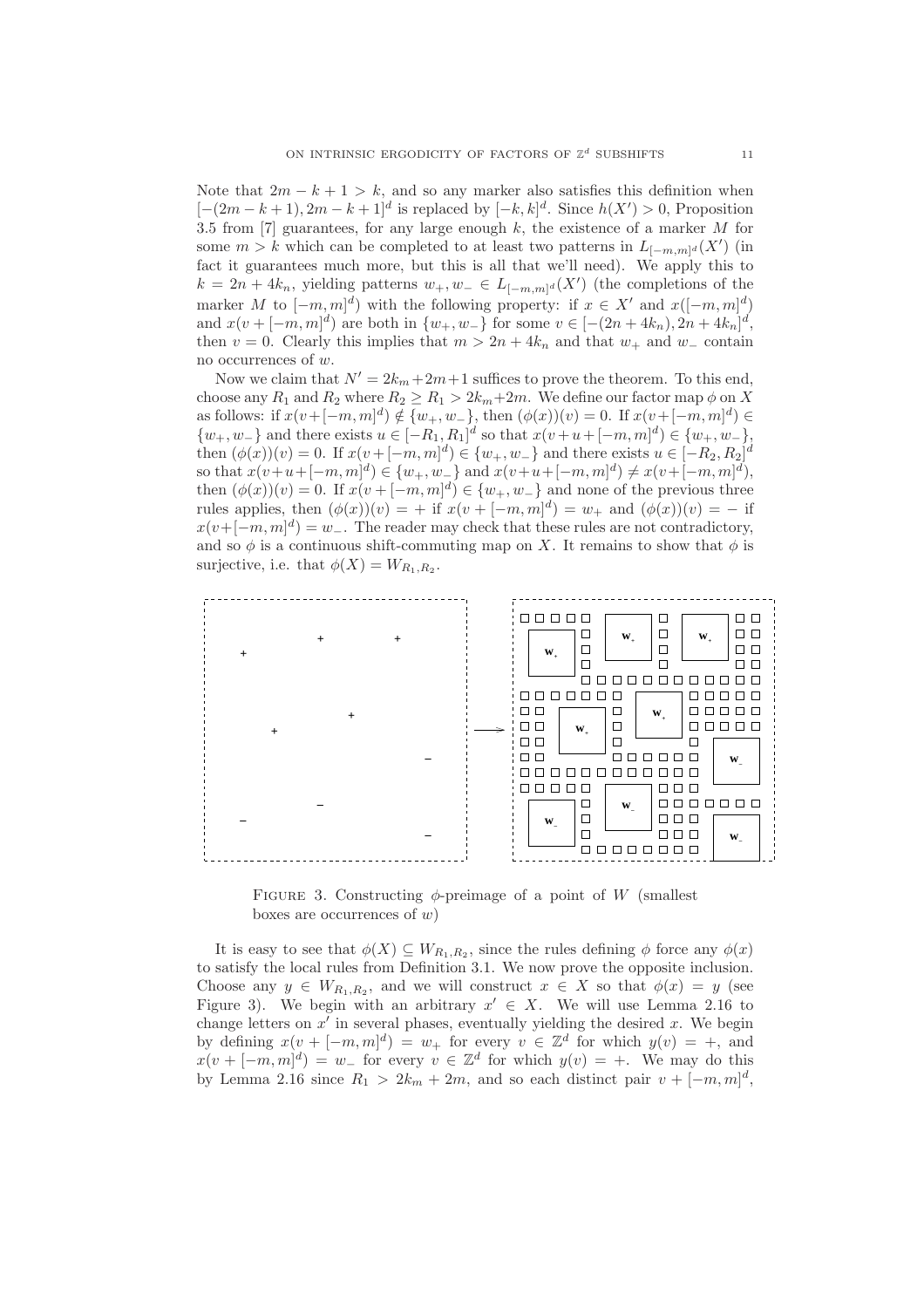Note that $2m - k + 1 > k$, and so any marker also satisfies this definition when $[-(2m-k+1), 2m-k+1]^d$ is replaced by $[-k,k]^d$. Since $h(X') > 0$, Proposition 3.5 from [7] guarantees, for any large enough $k$, the existence of a marker $M$ for some $m > k$ which can be completed to at least two patterns in $L_{[-m,m]^d}(X')$ (in fact it guarantees much more, but this is all that we'll need). We apply this to $k = 2n + 4k_n$, yielding patterns $w_+, w_- \in L_{[-m,m]^d}(X')$ (the completions of the marker $M$ to $[-m,m]^d$) with the following property: if $x \in X'$ and $x([-m,m]^d)$ and $x(v + [-m,m]^d)$ are both in $\{w_+, w_-\}$ for some $v \in [-(2n+4k_n), 2n+4k_n]^d$, then $v = 0$. Clearly this implies that $m > 2n + 4k_n$ and that $w_+$ and $w_-$ contain no occurrences of $w$.

Now we claim that $N' = 2k_m + 2m + 1$ suffices to prove the theorem. To this end, choose any $R_1$ and $R_2$ where $R_2 \geq R_1 > 2k_m + 2m$. We define our factor map $\phi$ on $X$ as follows: if $x(v + [-m,m]^d) \notin \{w_+, w_-\}$, then $(\phi(x))(v) = 0$. If $x(v + [-m,m]^d) \in \{w_+, w_-\}$ and there exists $u \in [-R_1, R_1]^d$ so that $x(v + u + [-m,m]^d) \in \{w_+, w_-\}$, then $(\phi(x))(v) = 0$. If $x(v + [-m,m]^d) \in \{w_+, w_-\}$ and there exists $u \in [-R_2, R_2]^d$ so that $x(v+u+[-m,m]^d) \in \{w_+, w_-\}$ and $x(v+u+[-m,m]^d) \neq x(v+[-m,m]^d)$, then $(\phi(x))(v) = 0$. If $x(v + [-m,m]^d) \in \{w_+, w_-\}$ and none of the previous three rules applies, then $(\phi(x))(v) = +$ if $x(v + [-m,m]^d) = w_+$ and $(\phi(x))(v) = -$ if $x(v+[-m,m]^d) = w_-$. The reader may check that these rules are not contradictory, and so $\phi$ is a continuous shift-commuting map on $X$. It remains to show that $\phi$ is surjective, i.e. that $\phi(X) = W_{R_1,R_2}$.

FIGURE 3. Constructing $\phi$-preimage of a point of $W$ (smallest boxes are occurrences of $w$)

It is easy to see that $\phi(X) \subseteq W_{R_1,R_2}$, since the rules defining $\phi$ force any $\phi(x)$ to satisfy the local rules from Definition 3.1. We now prove the opposite inclusion. Choose any $y \in W_{R_1,R_2}$, and we will construct $x \in X$ so that $\phi(x) = y$ (see Figure 3). We begin with an arbitrary $x' \in X$. We will use Lemma 2.16 to change letters on $x'$ in several phases, eventually yielding the desired $x$. We begin by defining $x(v + [-m,m]^d) = w_+$ for every $v \in \mathbb{Z}^d$ for which $y(v) = +$, and $x(v + [-m,m]^d) = w_-$ for every $v \in \mathbb{Z}^d$ for which $y(v) = +$. We may do this by Lemma 2.16 since $R_1 > 2k_m + 2m$, and so each distinct pair $v + [-m,m]^d$,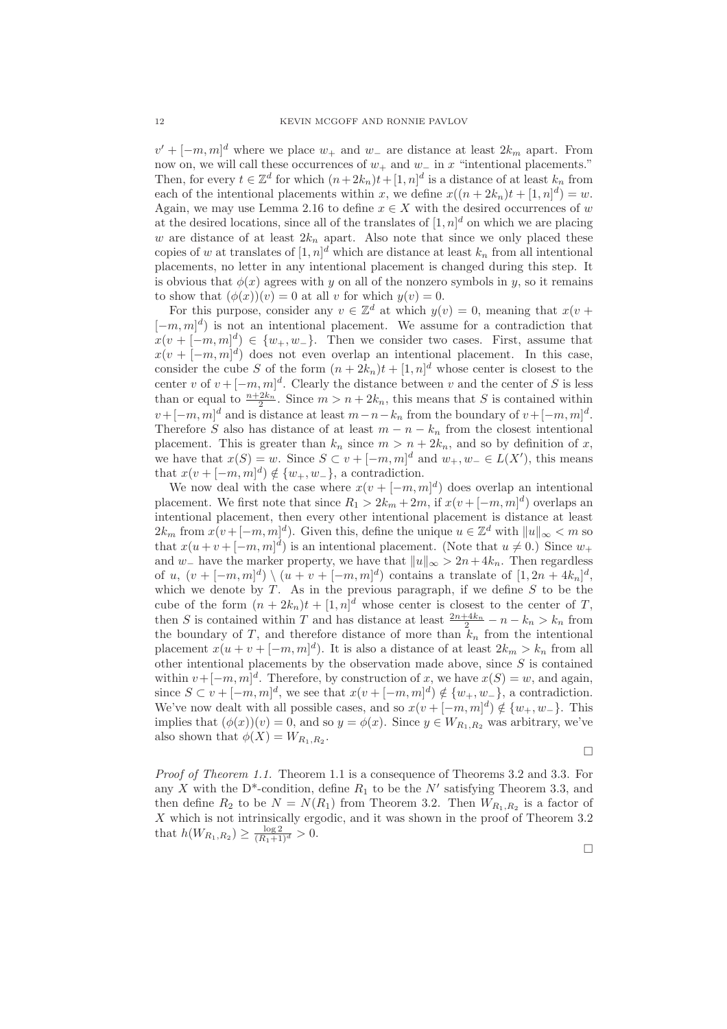$v' + [-m,m]^d$ where we place $w_+$ and $w_-$ are distance at least $2k_m$ apart. From now on, we will call these occurrences of $w_+$ and $w_-$ in $x$ "intentional placements." Then, for every $t \in \mathbb{Z}^d$ for which $(n+2k_n)t + [1,n]^d$ is a distance of at least $k_n$ from each of the intentional placements within $x$, we define $x((n+2k_n)t + [1,n]^d) = w$. Again, we may use Lemma 2.16 to define $x \in X$ with the desired occurrences of $w$ at the desired locations, since all of the translates of $[1,n]^d$ on which we are placing $w$ are distance of at least $2k_n$ apart. Also note that since we only placed these copies of $w$ at translates of $[1,n]^d$ which are distance at least $k_n$ from all intentional placements, no letter in any intentional placement is changed during this step. It is obvious that $\phi(x)$ agrees with $y$ on all of the nonzero symbols in $y$, so it remains to show that $(\phi(x))(v) = 0$ at all $v$ for which $y(v) = 0$.

For this purpose, consider any $v \in \mathbb{Z}^d$ at which $y(v) = 0$, meaning that $x(v + [-m,m]^d)$ is not an intentional placement. We assume for a contradiction that $x(v + [-m,m]^d) \in \{w_+, w_-\}$. Then we consider two cases. First, assume that $x(v + [-m,m]^d)$ does not even overlap an intentional placement. In this case, consider the cube $S$ of the form $(n+2k_n)t + [1,n]^d$ whose center is closest to the center $v$ of $v + [-m,m]^d$. Clearly the distance between $v$ and the center of $S$ is less than or equal to $\frac{n+2k_n}{2}$. Since $m > n + 2k_n$, this means that $S$ is contained within $v + [-m,m]^d$ and is distance at least $m - n - k_n$ from the boundary of $v + [-m,m]^d$. Therefore $S$ also has distance of at least $m - n - k_n$ from the closest intentional placement. This is greater than $k_n$ since $m > n + 2k_n$, and so by definition of $x$, we have that $x(S) = w$. Since $S \subset v + [-m,m]^d$ and $w_+, w_- \in L(X')$, this means that $x(v + [-m,m]^d) \notin \{w_+, w_-\}$, a contradiction.

We now deal with the case where $x(v + [-m,m]^d)$ does overlap an intentional placement. We first note that since $R_1 > 2k_m + 2m$, if $x(v + [-m,m]^d)$ overlaps an intentional placement, then every other intentional placement is distance at least $2k_m$ from $x(v + [-m,m]^d)$. Given this, define the unique $u \in \mathbb{Z}^d$ with $\|u\|_\infty < m$ so that $x(u + v + [-m,m]^d)$ is an intentional placement. (Note that $u \neq 0$.) Since $w_+$ and $w_-$ have the marker property, we have that $\|u\|_\infty > 2n + 4k_n$. Then regardless of $u$, $(v + [-m,m]^d) \setminus (u + v + [-m,m]^d)$ contains a translate of $[1, 2n+4k_n]^d$, which we denote by $T$. As in the previous paragraph, if we define $S$ to be the cube of the form $(n+2k_n)t + [1,n]^d$ whose center is closest to the center of $T$, then $S$ is contained within $T$ and has distance at least $\frac{2n+4k_n}{2} - n - k_n > k_n$ from the boundary of $T$, and therefore distance of more than $k_n$ from the intentional placement $x(u + v + [-m,m]^d)$. It is also a distance of at least $2k_m > k_n$ from all other intentional placements by the observation made above, since $S$ is contained within $v + [-m,m]^d$. Therefore, by construction of $x$, we have $x(S) = w$, and again, since $S \subset v + [-m,m]^d$, we see that $x(v + [-m,m]^d) \notin \{w_+, w_-\}$, a contradiction. We've now dealt with all possible cases, and so $x(v + [-m,m]^d) \notin \{w_+, w_-\}$. This implies that $(\phi(x))(v) = 0$, and so $y = \phi(x)$. Since $y \in W_{R_1,R_2}$ was arbitrary, we've also shown that $\phi(X) = W_{R_1,R_2}$.

□

*Proof of Theorem 1.1.* Theorem 1.1 is a consequence of Theorems 3.2 and 3.3. For any $X$ with the D*-condition, define $R_1$ to be the $N'$ satisfying Theorem 3.3, and then define $R_2$ to be $N = N(R_1)$ from Theorem 3.2. Then $W_{R_1,R_2}$ is a factor of $X$ which is not intrinsically ergodic, and it was shown in the proof of Theorem 3.2 that $h(W_{R_1,R_2}) \geq \frac{\log 2}{(R_1+1)^d} > 0$.

□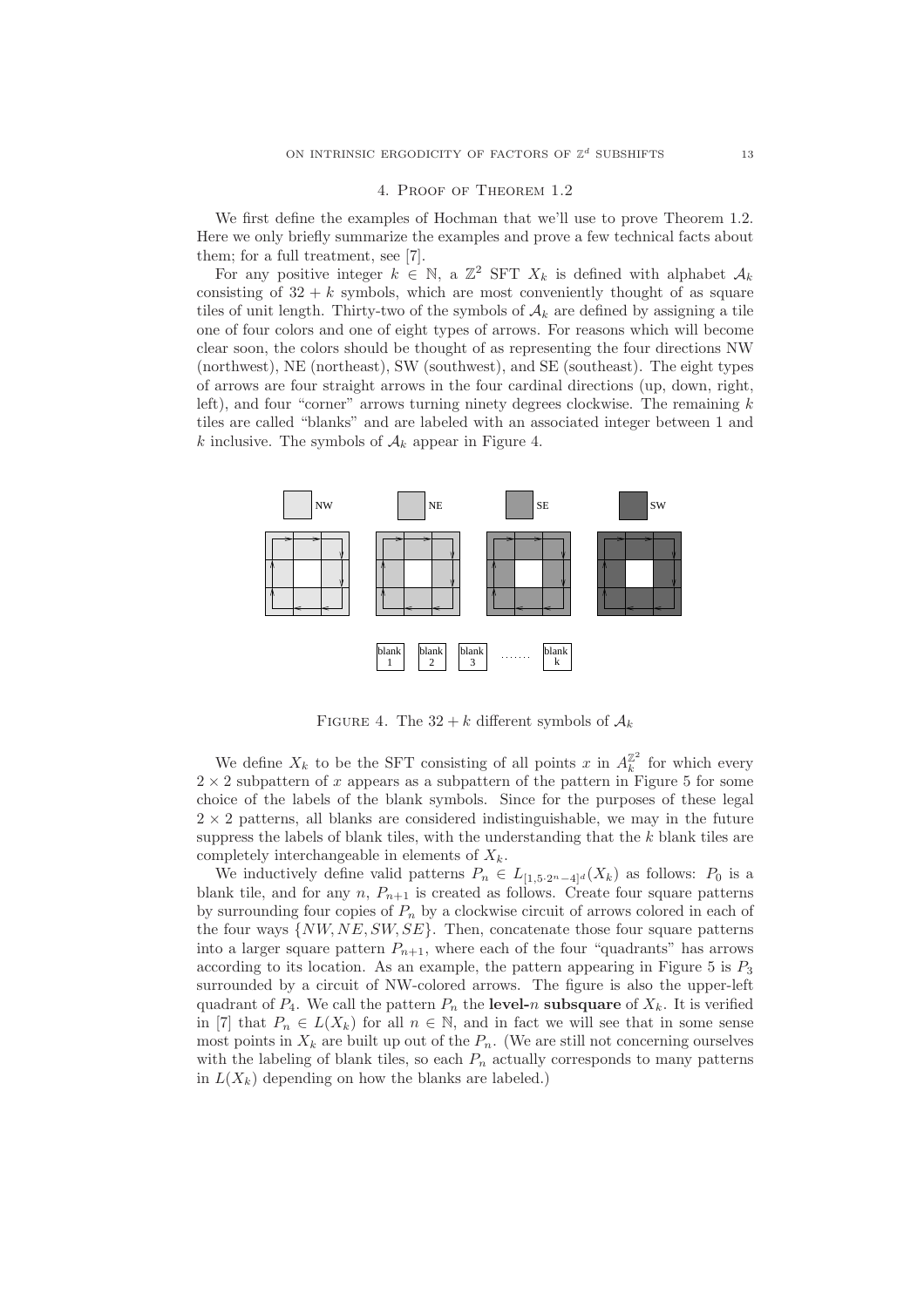## 4. Proof of Theorem 1.2

We first define the examples of Hochman that we'll use to prove Theorem 1.2. Here we only briefly summarize the examples and prove a few technical facts about them; for a full treatment, see [7].

For any positive integer $k \in \mathbb{N}$, a $\mathbb{Z}^2$ SFT $X_k$ is defined with alphabet $\mathcal{A}_k$ consisting of $32 + k$ symbols, which are most conveniently thought of as square tiles of unit length. Thirty-two of the symbols of $\mathcal{A}_k$ are defined by assigning a tile one of four colors and one of eight types of arrows. For reasons which will become clear soon, the colors should be thought of as representing the four directions NW (northwest), NE (northeast), SW (southwest), and SE (southeast). The eight types of arrows are four straight arrows in the four cardinal directions (up, down, right, left), and four "corner" arrows turning ninety degrees clockwise. The remaining $k$ tiles are called "blanks" and are labeled with an associated integer between 1 and $k$ inclusive. The symbols of $\mathcal{A}_k$ appear in Figure 4.

Figure 4. The $32 + k$ different symbols of $\mathcal{A}_k$

We define $X_k$ to be the SFT consisting of all points $x$ in $A_k^{\mathbb{Z}^2}$ for which every $2 \times 2$ subpattern of $x$ appears as a subpattern of the pattern in Figure 5 for some choice of the labels of the blank symbols. Since for the purposes of these legal $2 \times 2$ patterns, all blanks are considered indistinguishable, we may in the future suppress the labels of blank tiles, with the understanding that the $k$ blank tiles are completely interchangeable in elements of $X_k$.

We inductively define valid patterns $P_n \in L_{[1,5\cdot 2^n-4]^d}(X_k)$ as follows: $P_0$ is a blank tile, and for any $n$, $P_{n+1}$ is created as follows. Create four square patterns by surrounding four copies of $P_n$ by a clockwise circuit of arrows colored in each of the four ways $\{NW, NE, SW, SE\}$. Then, concatenate those four square patterns into a larger square pattern $P_{n+1}$, where each of the four "quadrants" has arrows according to its location. As an example, the pattern appearing in Figure 5 is $P_3$ surrounded by a circuit of NW-colored arrows. The figure is also the upper-left quadrant of $P_4$. We call the pattern $P_n$ the **level-$n$ subsquare** of $X_k$. It is verified in [7] that $P_n \in L(X_k)$ for all $n \in \mathbb{N}$, and in fact we will see that in some sense most points in $X_k$ are built up out of the $P_n$. (We are still not concerning ourselves with the labeling of blank tiles, so each $P_n$ actually corresponds to many patterns in $L(X_k)$ depending on how the blanks are labeled.)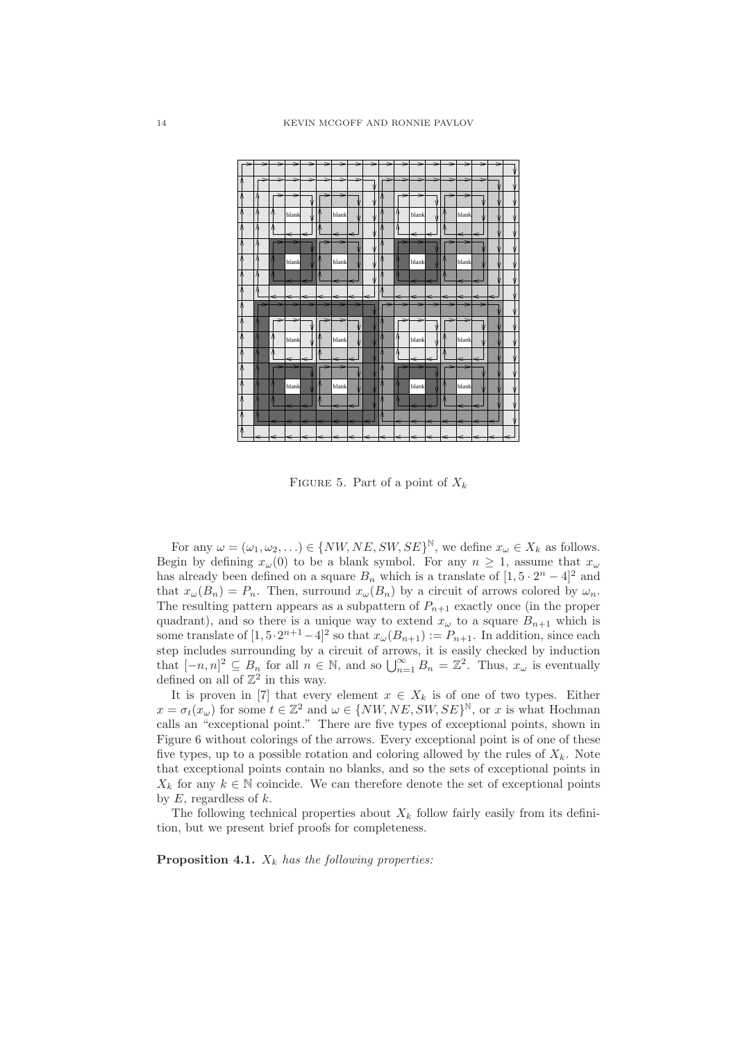FIGURE 5. Part of a point of $X_k$

For any $\omega = (\omega_1, \omega_2, \ldots) \in \{NW, NE, SW, SE\}^{\mathbb{N}}$, we define $x_\omega \in X_k$ as follows. Begin by defining $x_\omega(0)$ to be a blank symbol. For any $n \geq 1$, assume that $x_\omega$ has already been defined on a square $B_n$ which is a translate of $[1, 5 \cdot 2^n - 4]^2$ and that $x_\omega(B_n) = P_n$. Then, surround $x_\omega(B_n)$ by a circuit of arrows colored by $\omega_n$. The resulting pattern appears as a subpattern of $P_{n+1}$ exactly once (in the proper quadrant), and so there is a unique way to extend $x_\omega$ to a square $B_{n+1}$ which is some translate of $[1, 5 \cdot 2^{n+1} - 4]^2$ so that $x_\omega(B_{n+1}) := P_{n+1}$. In addition, since each step includes surrounding by a circuit of arrows, it is easily checked by induction that $[-n, n]^2 \subseteq B_n$ for all $n \in \mathbb{N}$, and so $\bigcup_{n=1}^{\infty} B_n = \mathbb{Z}^2$. Thus, $x_\omega$ is eventually defined on all of $\mathbb{Z}^2$ in this way.

It is proven in [7] that every element $x \in X_k$ is of one of two types. Either $x = \sigma_t(x_\omega)$ for some $t \in \mathbb{Z}^2$ and $\omega \in \{NW, NE, SW, SE\}^{\mathbb{N}}$, or $x$ is what Hochman calls an "exceptional point." There are five types of exceptional points, shown in Figure 6 without colorings of the arrows. Every exceptional point is of one of these five types, up to a possible rotation and coloring allowed by the rules of $X_k$. Note that exceptional points contain no blanks, and so the sets of exceptional points in $X_k$ for any $k \in \mathbb{N}$ coincide. We can therefore denote the set of exceptional points by $E$, regardless of $k$.

The following technical properties about $X_k$ follow fairly easily from its definition, but we present brief proofs for completeness.

**Proposition 4.1.** *$X_k$ has the following properties:*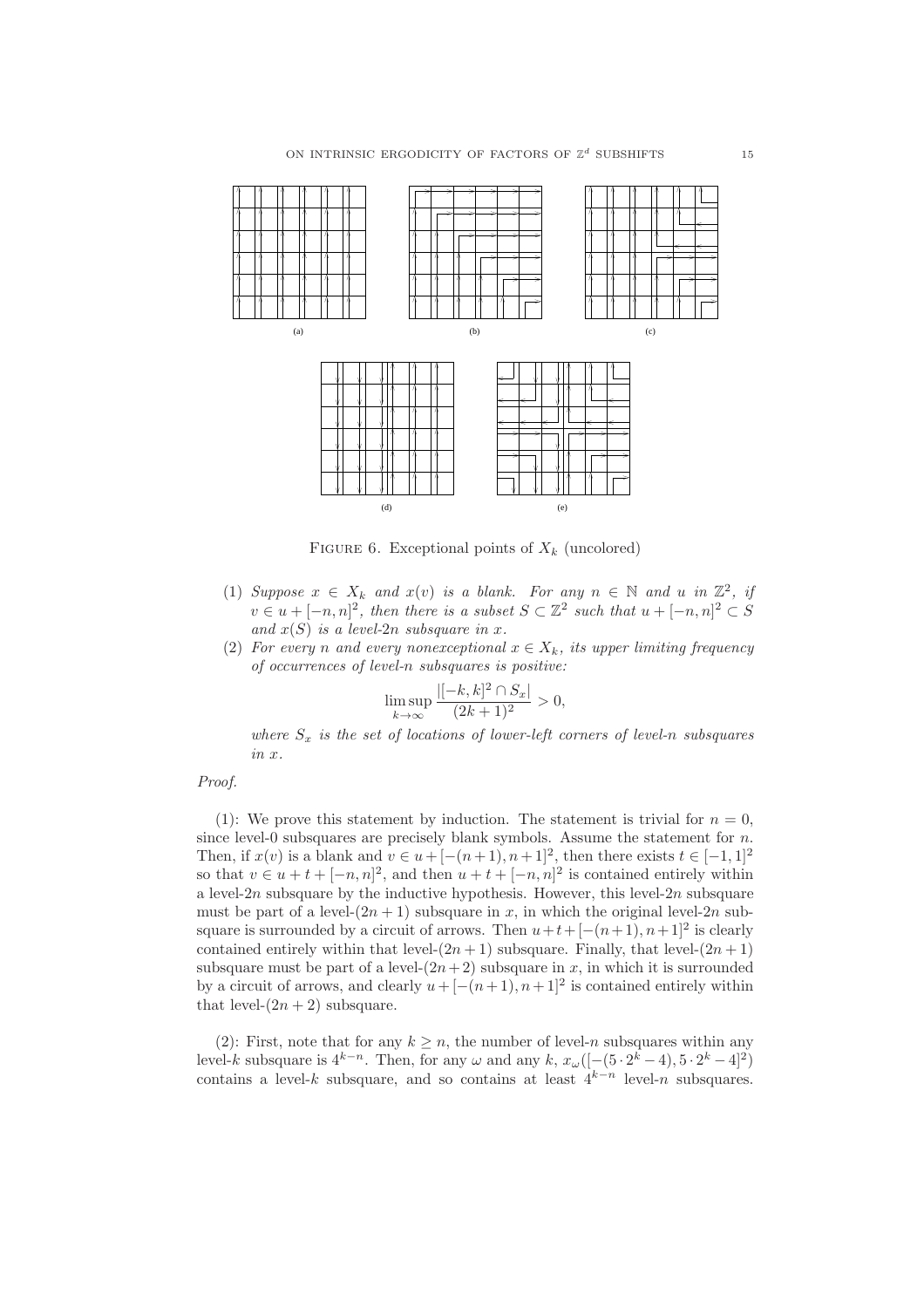FIGURE 6. Exceptional points of $X_k$ (uncolored)

(1) *Suppose $x \in X_k$ and $x(v)$ is a blank. For any $n \in \mathbb{N}$ and $u$ in $\mathbb{Z}^2$, if $v \in u + [-n, n]^2$, then there is a subset $S \subset \mathbb{Z}^2$ such that $u + [-n, n]^2 \subset S$ and $x(S)$ is a level-$2n$ subsquare in $x$.*

(2) *For every $n$ and every nonexceptional $x \in X_k$, its upper limiting frequency of occurrences of level-$n$ subsquares is positive:*

$$\limsup_{k \to \infty} \frac{|[-k, k]^2 \cap S_x|}{(2k+1)^2} > 0,$$

*where $S_x$ is the set of locations of lower-left corners of level-$n$ subsquares in $x$.*

*Proof.*

(1): We prove this statement by induction. The statement is trivial for $n = 0$, since level-0 subsquares are precisely blank symbols. Assume the statement for $n$. Then, if $x(v)$ is a blank and $v \in u + [-(n+1), n+1]^2$, then there exists $t \in [-1, 1]^2$ so that $v \in u + t + [-n, n]^2$, and then $u + t + [-n, n]^2$ is contained entirely within a level-$2n$ subsquare by the inductive hypothesis. However, this level-$2n$ subsquare must be part of a level-$(2n+1)$ subsquare in $x$, in which the original level-$2n$ subsquare is surrounded by a circuit of arrows. Then $u + t + [-(n+1), n+1]^2$ is clearly contained entirely within that level-$(2n+1)$ subsquare. Finally, that level-$(2n+1)$ subsquare must be part of a level-$(2n+2)$ subsquare in $x$, in which it is surrounded by a circuit of arrows, and clearly $u + [-(n+1), n+1]^2$ is contained entirely within that level-$(2n+2)$ subsquare.

(2): First, note that for any $k \geq n$, the number of level-$n$ subsquares within any level-$k$ subsquare is $4^{k-n}$. Then, for any $\omega$ and any $k$, $x_\omega([-(5 \cdot 2^k - 4), 5 \cdot 2^k - 4]^2)$ contains a level-$k$ subsquare, and so contains at least $4^{k-n}$ level-$n$ subsquares.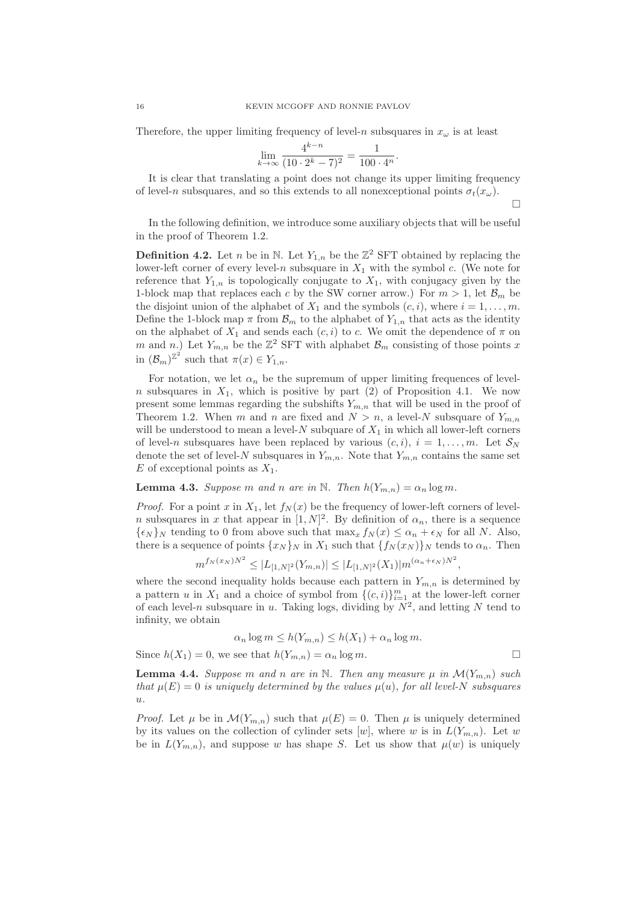Therefore, the upper limiting frequency of level-$n$ subsquares in $x_\omega$ is at least

$$\lim_{k\to\infty} \frac{4^{k-n}}{(10\cdot 2^k - 7)^2} = \frac{1}{100\cdot 4^n}.$$

It is clear that translating a point does not change its upper limiting frequency of level-$n$ subsquares, and so this extends to all nonexceptional points $\sigma_t(x_\omega)$. □

In the following definition, we introduce some auxiliary objects that will be useful in the proof of Theorem 1.2.

**Definition 4.2.** Let $n$ be in $\mathbb{N}$. Let $Y_{1,n}$ be the $\mathbb{Z}^2$ SFT obtained by replacing the lower-left corner of every level-$n$ subsquare in $X_1$ with the symbol $c$. (We note for reference that $Y_{1,n}$ is topologically conjugate to $X_1$, with conjugacy given by the 1-block map that replaces each $c$ by the SW corner arrow.) For $m > 1$, let $\mathcal{B}_m$ be the disjoint union of the alphabet of $X_1$ and the symbols $(c, i)$, where $i = 1, \dots, m$. Define the 1-block map $\pi$ from $\mathcal{B}_m$ to the alphabet of $Y_{1,n}$ that acts as the identity on the alphabet of $X_1$ and sends each $(c, i)$ to $c$. We omit the dependence of $\pi$ on $m$ and $n$.) Let $Y_{m,n}$ be the $\mathbb{Z}^2$ SFT with alphabet $\mathcal{B}_m$ consisting of those points $x$ in $(\mathcal{B}_m)^{\mathbb{Z}^2}$ such that $\pi(x) \in Y_{1,n}$.

For notation, we let $\alpha_n$ be the supremum of upper limiting frequences of level-$n$ subsquares in $X_1$, which is positive by part (2) of Proposition 4.1. We now present some lemmas regarding the subshifts $Y_{m,n}$ that will be used in the proof of Theorem 1.2. When $m$ and $n$ are fixed and $N > n$, a level-$N$ subsquare of $Y_{m,n}$ will be understood to mean a level-$N$ subquare of $X_1$ in which all lower-left corners of level-$n$ subsquares have been replaced by various $(c, i)$, $i = 1, \dots, m$. Let $\mathcal{S}_N$ denote the set of level-$N$ subsquares in $Y_{m,n}$. Note that $Y_{m,n}$ contains the same set $E$ of exceptional points as $X_1$.

**Lemma 4.3.** *Suppose $m$ and $n$ are in $\mathbb{N}$. Then $h(Y_{m,n}) = \alpha_n \log m$.*

*Proof.* For a point $x$ in $X_1$, let $f_N(x)$ be the frequency of lower-left corners of level-$n$ subsquares in $x$ that appear in $[1, N]^2$. By definition of $\alpha_n$, there is a sequence $\{\epsilon_N\}_N$ tending to 0 from above such that $\max_x f_N(x) \leq \alpha_n + \epsilon_N$ for all $N$. Also, there is a sequence of points $\{x_N\}_N$ in $X_1$ such that $\{f_N(x_N)\}_N$ tends to $\alpha_n$. Then

$$m^{f_N(x_N)N^2} \leq |L_{[1,N]^2}(Y_{m,n})| \leq |L_{[1,N]^2}(X_1)| m^{(\alpha_n + \epsilon_N)N^2},$$

where the second inequality holds because each pattern in $Y_{m,n}$ is determined by a pattern $u$ in $X_1$ and a choice of symbol from $\{(c, i)\}_{i=1}^m$ at the lower-left corner of each level-$n$ subsquare in $u$. Taking logs, dividing by $N^2$, and letting $N$ tend to infinity, we obtain

$$\alpha_n \log m \leq h(Y_{m,n}) \leq h(X_1) + \alpha_n \log m.$$

Since $h(X_1) = 0$, we see that $h(Y_{m,n}) = \alpha_n \log m$. □

**Lemma 4.4.** *Suppose $m$ and $n$ are in $\mathbb{N}$. Then any measure $\mu$ in $\mathcal{M}(Y_{m,n})$ such that $\mu(E) = 0$ is uniquely determined by the values $\mu(u)$, for all level-$N$ subsquares $u$.*

*Proof.* Let $\mu$ be in $\mathcal{M}(Y_{m,n})$ such that $\mu(E) = 0$. Then $\mu$ is uniquely determined by its values on the collection of cylinder sets $[w]$, where $w$ is in $L(Y_{m,n})$. Let $w$ be in $L(Y_{m,n})$, and suppose $w$ has shape $S$. Let us show that $\mu(w)$ is uniquely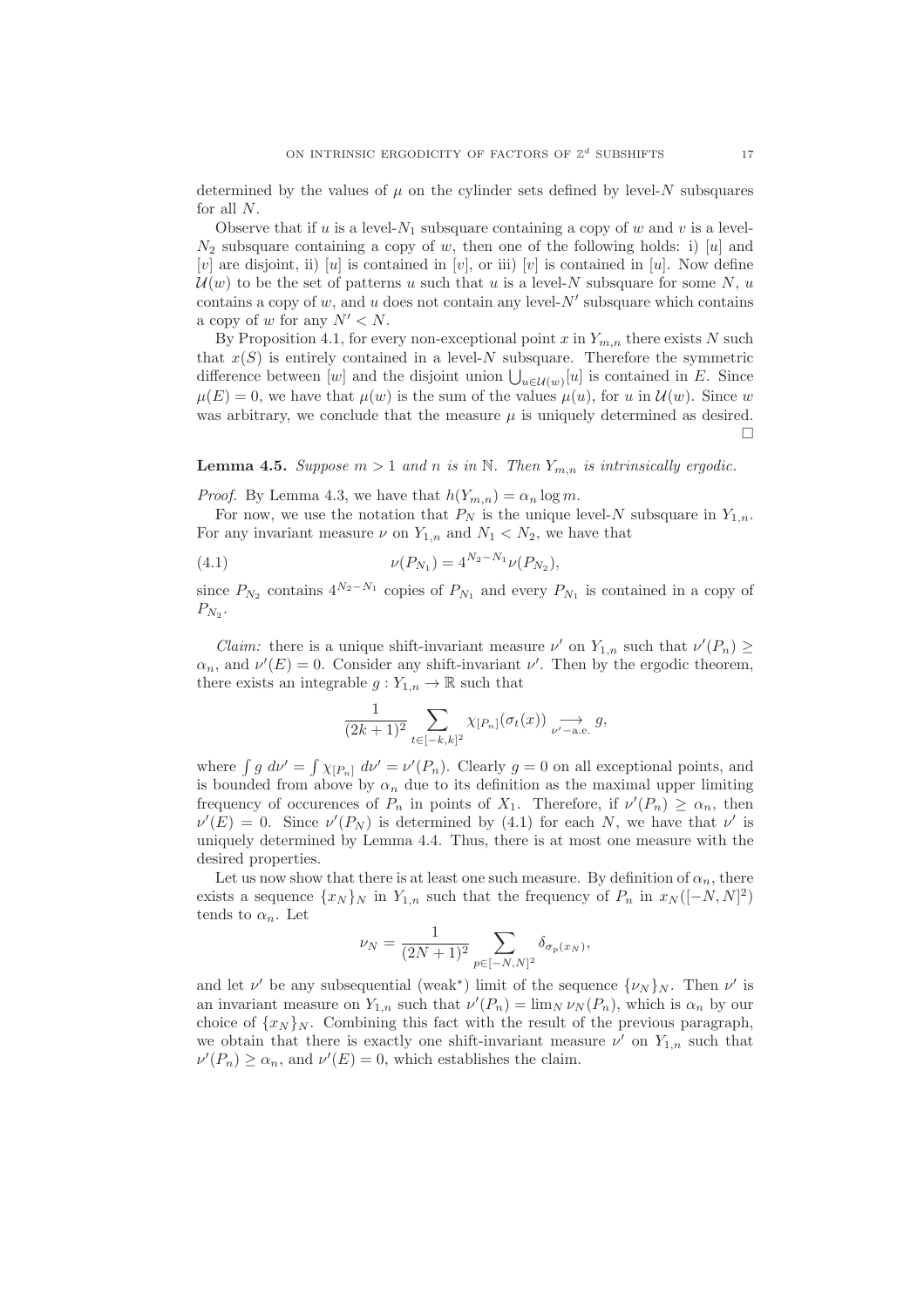determined by the values of $\mu$ on the cylinder sets defined by level-$N$ subsquares for all $N$.

Observe that if $u$ is a level-$N_1$ subsquare containing a copy of $w$ and $v$ is a level-$N_2$ subsquare containing a copy of $w$, then one of the following holds: i) $[u]$ and $[v]$ are disjoint, ii) $[u]$ is contained in $[v]$, or iii) $[v]$ is contained in $[u]$. Now define $\mathcal{U}(w)$ to be the set of patterns $u$ such that $u$ is a level-$N$ subsquare for some $N$, $u$ contains a copy of $w$, and $u$ does not contain any level-$N'$ subsquare which contains a copy of $w$ for any $N' < N$.

By Proposition 4.1, for every non-exceptional point $x$ in $Y_{m,n}$ there exists $N$ such that $x(S)$ is entirely contained in a level-$N$ subsquare. Therefore the symmetric difference between $[w]$ and the disjoint union $\bigcup_{u \in \mathcal{U}(w)} [u]$ is contained in $E$. Since $\mu(E) = 0$, we have that $\mu(w)$ is the sum of the values $\mu(u)$, for $u$ in $\mathcal{U}(w)$. Since $w$ was arbitrary, we conclude that the measure $\mu$ is uniquely determined as desired. □

**Lemma 4.5.** *Suppose $m > 1$ and $n$ is in $\mathbb{N}$. Then $Y_{m,n}$ is intrinsically ergodic.*

*Proof.* By Lemma 4.3, we have that $h(Y_{m,n}) = \alpha_n \log m$.

For now, we use the notation that $P_N$ is the unique level-$N$ subsquare in $Y_{1,n}$. For any invariant measure $\nu$ on $Y_{1,n}$ and $N_1 < N_2$, we have that

$$\nu(P_{N_1}) = 4^{N_2 - N_1} \nu(P_{N_2}), \tag{4.1}$$

since $P_{N_2}$ contains $4^{N_2 - N_1}$ copies of $P_{N_1}$ and every $P_{N_1}$ is contained in a copy of $P_{N_2}$.

*Claim:* there is a unique shift-invariant measure $\nu'$ on $Y_{1,n}$ such that $\nu'(P_n) \geq \alpha_n$, and $\nu'(E) = 0$. Consider any shift-invariant $\nu'$. Then by the ergodic theorem, there exists an integrable $g : Y_{1,n} \to \mathbb{R}$ such that

$$\frac{1}{(2k+1)^2} \sum_{t \in [-k,k]^2} \chi_{[P_n]}(\sigma_t(x)) \underset{\nu'\text{-a.e.}}{\longrightarrow} g,$$

where $\int g \, d\nu' = \int \chi_{[P_n]} \, d\nu' = \nu'(P_n)$. Clearly $g = 0$ on all exceptional points, and is bounded from above by $\alpha_n$ due to its definition as the maximal upper limiting frequency of occurences of $P_n$ in points of $X_1$. Therefore, if $\nu'(P_n) \geq \alpha_n$, then $\nu'(E) = 0$. Since $\nu'(P_N)$ is determined by (4.1) for each $N$, we have that $\nu'$ is uniquely determined by Lemma 4.4. Thus, there is at most one measure with the desired properties.

Let us now show that there is at least one such measure. By definition of $\alpha_n$, there exists a sequence $\{x_N\}_N$ in $Y_{1,n}$ such that the frequency of $P_n$ in $x_N([-N,N]^2)$ tends to $\alpha_n$. Let

$$\nu_N = \frac{1}{(2N+1)^2} \sum_{p \in [-N,N]^2} \delta_{\sigma_p(x_N)},$$

and let $\nu'$ be any subsequential (weak*) limit of the sequence $\{\nu_N\}_N$. Then $\nu'$ is an invariant measure on $Y_{1,n}$ such that $\nu'(P_n) = \lim_N \nu_N(P_n)$, which is $\alpha_n$ by our choice of $\{x_N\}_N$. Combining this fact with the result of the previous paragraph, we obtain that there is exactly one shift-invariant measure $\nu'$ on $Y_{1,n}$ such that $\nu'(P_n) \geq \alpha_n$, and $\nu'(E) = 0$, which establishes the claim.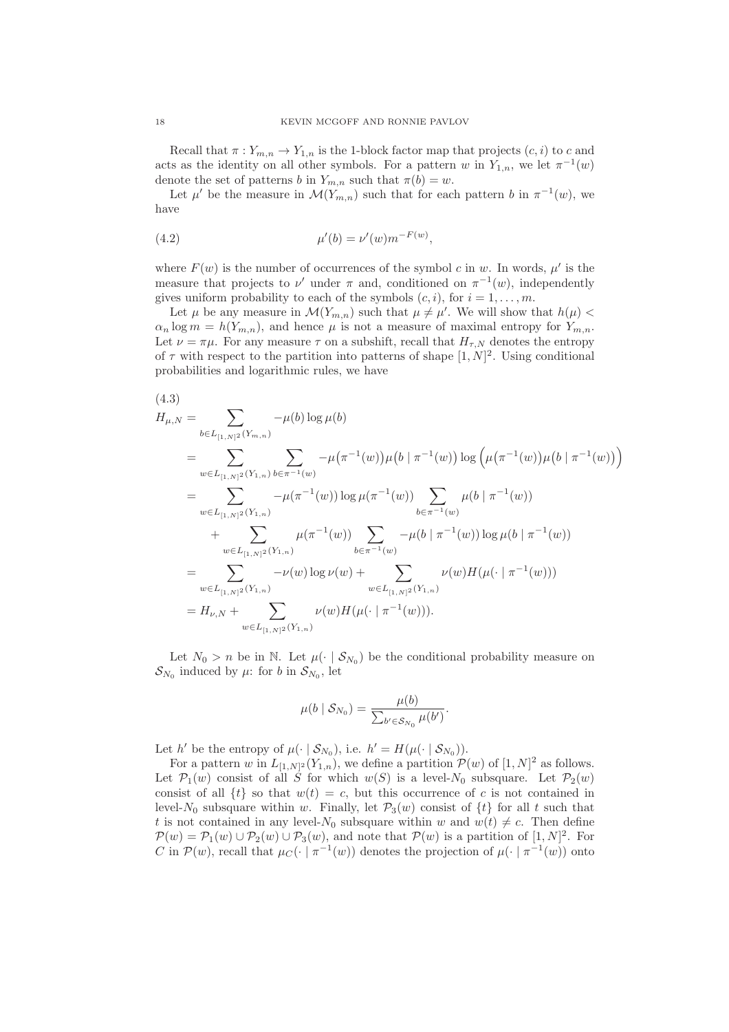Recall that $\pi : Y_{m,n} \to Y_{1,n}$ is the 1-block factor map that projects $(c, i)$ to $c$ and acts as the identity on all other symbols. For a pattern $w$ in $Y_{1,n}$, we let $\pi^{-1}(w)$ denote the set of patterns $b$ in $Y_{m,n}$ such that $\pi(b) = w$.

Let $\mu'$ be the measure in $\mathcal{M}(Y_{m,n})$ such that for each pattern $b$ in $\pi^{-1}(w)$, we have

$$\mu'(b) = \nu'(w) m^{-F(w)}, \tag{4.2}$$

where $F(w)$ is the number of occurrences of the symbol $c$ in $w$. In words, $\mu'$ is the measure that projects to $\nu'$ under $\pi$ and, conditioned on $\pi^{-1}(w)$, independently gives uniform probability to each of the symbols $(c, i)$, for $i = 1, \ldots, m$.

Let $\mu$ be any measure in $\mathcal{M}(Y_{m,n})$ such that $\mu \neq \mu'$. We will show that $h(\mu) < \alpha_n \log m = h(Y_{m,n})$, and hence $\mu$ is not a measure of maximal entropy for $Y_{m,n}$. Let $\nu = \pi\mu$. For any measure $\tau$ on a subshift, recall that $H_{\tau,N}$ denotes the entropy of $\tau$ with respect to the partition into patterns of shape $[1, N]^2$. Using conditional probabilities and logarithmic rules, we have

$$\begin{aligned}
H_{\mu,N} &= \sum_{b \in L_{[1,N]^2}(Y_{m,n})} -\mu(b) \log \mu(b) \\
&= \sum_{w \in L_{[1,N]^2}(Y_{1,n})} \sum_{b \in \pi^{-1}(w)} -\mu\big(\pi^{-1}(w)\big)\mu\big(b \mid \pi^{-1}(w)\big) \log\Big(\mu\big(\pi^{-1}(w)\big)\mu\big(b \mid \pi^{-1}(w)\big)\Big) \\
&= \sum_{w \in L_{[1,N]^2}(Y_{1,n})} -\mu(\pi^{-1}(w)) \log \mu(\pi^{-1}(w)) \sum_{b \in \pi^{-1}(w)} \mu(b \mid \pi^{-1}(w)) \\
&\quad + \sum_{w \in L_{[1,N]^2}(Y_{1,n})} \mu(\pi^{-1}(w)) \sum_{b \in \pi^{-1}(w)} -\mu(b \mid \pi^{-1}(w)) \log \mu(b \mid \pi^{-1}(w)) \\
&= \sum_{w \in L_{[1,N]^2}(Y_{1,n})} -\nu(w) \log \nu(w) + \sum_{w \in L_{[1,N]^2}(Y_{1,n})} \nu(w) H(\mu(\cdot \mid \pi^{-1}(w))) \\
&= H_{\nu,N} + \sum_{w \in L_{[1,N]^2}(Y_{1,n})} \nu(w) H(\mu(\cdot \mid \pi^{-1}(w))).
\end{aligned} \tag{4.3}$$

Let $N_0 > n$ be in $\mathbb{N}$. Let $\mu(\cdot \mid \mathcal{S}_{N_0})$ be the conditional probability measure on $\mathcal{S}_{N_0}$ induced by $\mu$: for $b$ in $\mathcal{S}_{N_0}$, let

$$\mu(b \mid \mathcal{S}_{N_0}) = \frac{\mu(b)}{\sum_{b' \in \mathcal{S}_{N_0}} \mu(b')}.$$

Let $h'$ be the entropy of $\mu(\cdot \mid \mathcal{S}_{N_0})$, i.e. $h' = H(\mu(\cdot \mid \mathcal{S}_{N_0}))$.

For a pattern $w$ in $L_{[1,N]^2}(Y_{1,n})$, we define a partition $\mathcal{P}(w)$ of $[1, N]^2$ as follows. Let $\mathcal{P}_1(w)$ consist of all $S$ for which $w(S)$ is a level-$N_0$ subsquare. Let $\mathcal{P}_2(w)$ consist of all $\{t\}$ so that $w(t) = c$, but this occurrence of $c$ is not contained in level-$N_0$ subsquare within $w$. Finally, let $\mathcal{P}_3(w)$ consist of $\{t\}$ for all $t$ such that $t$ is not contained in any level-$N_0$ subsquare within $w$ and $w(t) \neq c$. Then define $\mathcal{P}(w) = \mathcal{P}_1(w) \cup \mathcal{P}_2(w) \cup \mathcal{P}_3(w)$, and note that $\mathcal{P}(w)$ is a partition of $[1, N]^2$. For $C$ in $\mathcal{P}(w)$, recall that $\mu_C(\cdot \mid \pi^{-1}(w))$ denotes the projection of $\mu(\cdot \mid \pi^{-1}(w))$ onto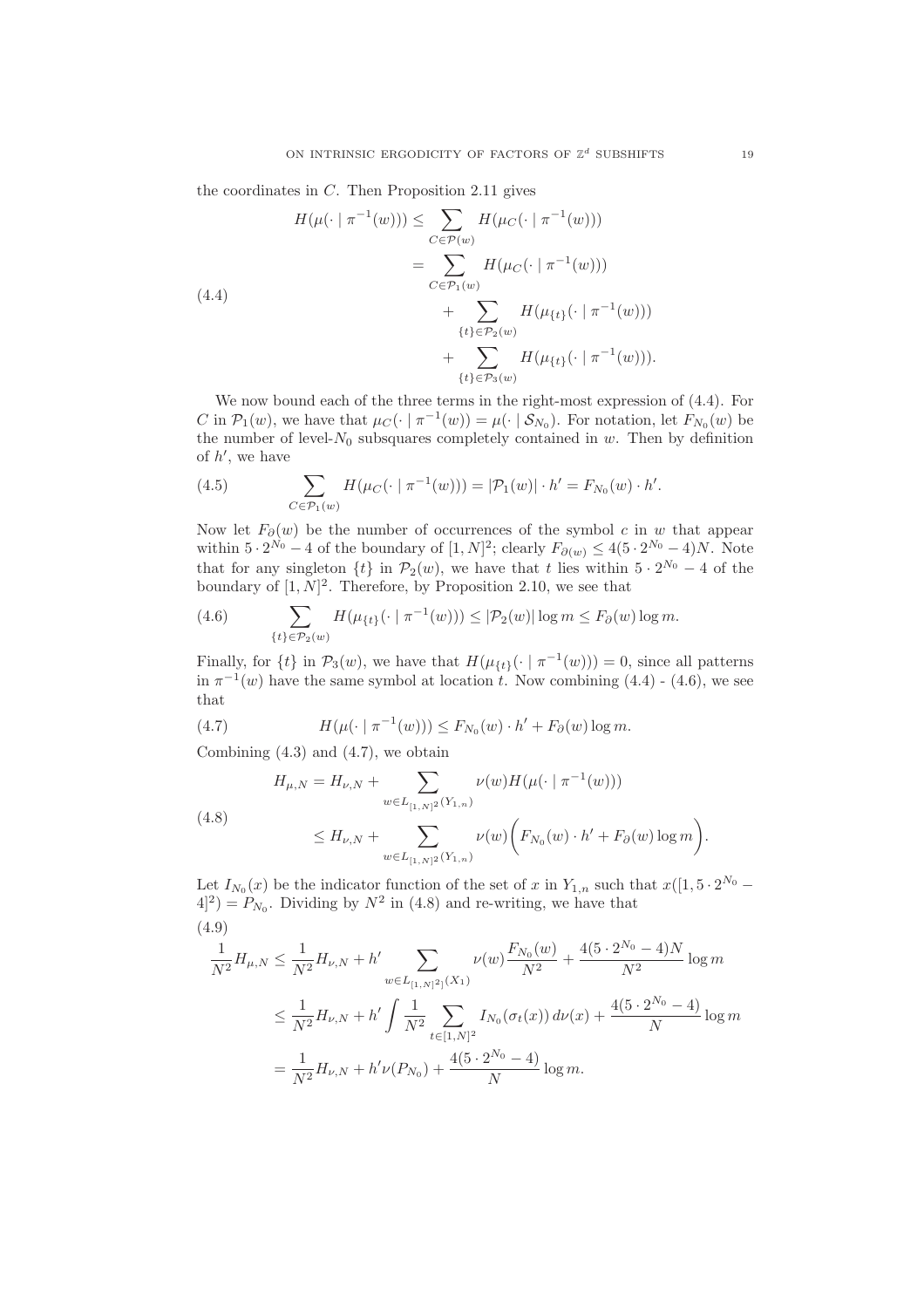the coordinates in $C$. Then Proposition 2.11 gives

$$
\begin{aligned}
H(\mu(\cdot \mid \pi^{-1}(w))) &\leq \sum_{C \in \mathcal{P}(w)} H(\mu_C(\cdot \mid \pi^{-1}(w))) \\
&= \sum_{C \in \mathcal{P}_1(w)} H(\mu_C(\cdot \mid \pi^{-1}(w))) \\
&\quad + \sum_{\{t\} \in \mathcal{P}_2(w)} H(\mu_{\{t\}}(\cdot \mid \pi^{-1}(w))) \\
&\quad + \sum_{\{t\} \in \mathcal{P}_3(w)} H(\mu_{\{t\}}(\cdot \mid \pi^{-1}(w))).
\end{aligned}
\tag{4.4}
$$

We now bound each of the three terms in the right-most expression of (4.4). For $C$ in $\mathcal{P}_1(w)$, we have that $\mu_C(\cdot \mid \pi^{-1}(w)) = \mu(\cdot \mid \mathcal{S}_{N_0})$. For notation, let $F_{N_0}(w)$ be the number of level-$N_0$ subsquares completely contained in $w$. Then by definition of $h'$, we have

$$
\sum_{C \in \mathcal{P}_1(w)} H(\mu_C(\cdot \mid \pi^{-1}(w))) = |\mathcal{P}_1(w)| \cdot h' = F_{N_0}(w) \cdot h'. \tag{4.5}
$$

Now let $F_\partial(w)$ be the number of occurrences of the symbol $c$ in $w$ that appear within $5 \cdot 2^{N_0} - 4$ of the boundary of $[1, N]^2$; clearly $F_{\partial(w)} \leq 4(5 \cdot 2^{N_0} - 4)N$. Note that for any singleton $\{t\}$ in $\mathcal{P}_2(w)$, we have that $t$ lies within $5 \cdot 2^{N_0} - 4$ of the boundary of $[1, N]^2$. Therefore, by Proposition 2.10, we see that

$$
\sum_{\{t\} \in \mathcal{P}_2(w)} H(\mu_{\{t\}}(\cdot \mid \pi^{-1}(w))) \leq |\mathcal{P}_2(w)| \log m \leq F_\partial(w) \log m. \tag{4.6}
$$

Finally, for $\{t\}$ in $\mathcal{P}_3(w)$, we have that $H(\mu_{\{t\}}(\cdot \mid \pi^{-1}(w))) = 0$, since all patterns in $\pi^{-1}(w)$ have the same symbol at location $t$. Now combining (4.4) - (4.6), we see that

$$
H(\mu(\cdot \mid \pi^{-1}(w))) \leq F_{N_0}(w) \cdot h' + F_\partial(w) \log m. \tag{4.7}
$$

Combining (4.3) and (4.7), we obtain

$$
\begin{aligned}
H_{\mu,N} &= H_{\nu,N} + \sum_{w \in L_{[1,N]^2}(Y_{1,n})} \nu(w) H(\mu(\cdot \mid \pi^{-1}(w))) \\
&\leq H_{\nu,N} + \sum_{w \in L_{[1,N]^2}(Y_{1,n})} \nu(w) \bigg( F_{N_0}(w) \cdot h' + F_\partial(w) \log m \bigg).
\end{aligned}
\tag{4.8}
$$

Let $I_{N_0}(x)$ be the indicator function of the set of $x$ in $Y_{1,n}$ such that $x([1, 5 \cdot 2^{N_0} - 4]^2) = P_{N_0}$. Dividing by $N^2$ in (4.8) and re-writing, we have that

$$
\begin{aligned}
\frac{1}{N^2} H_{\mu,N} &\leq \frac{1}{N^2} H_{\nu,N} + h' \sum_{w \in L_{[1,N]^2]}(X_1)} \nu(w) \frac{F_{N_0}(w)}{N^2} + \frac{4(5 \cdot 2^{N_0} - 4)N}{N^2} \log m \\
&\leq \frac{1}{N^2} H_{\nu,N} + h' \int \frac{1}{N^2} \sum_{t \in [1,N]^2} I_{N_0}(\sigma_t(x))\, d\nu(x) + \frac{4(5 \cdot 2^{N_0} - 4)}{N} \log m \\
&= \frac{1}{N^2} H_{\nu,N} + h' \nu(P_{N_0}) + \frac{4(5 \cdot 2^{N_0} - 4)}{N} \log m.
\end{aligned}
\tag{4.9}
$$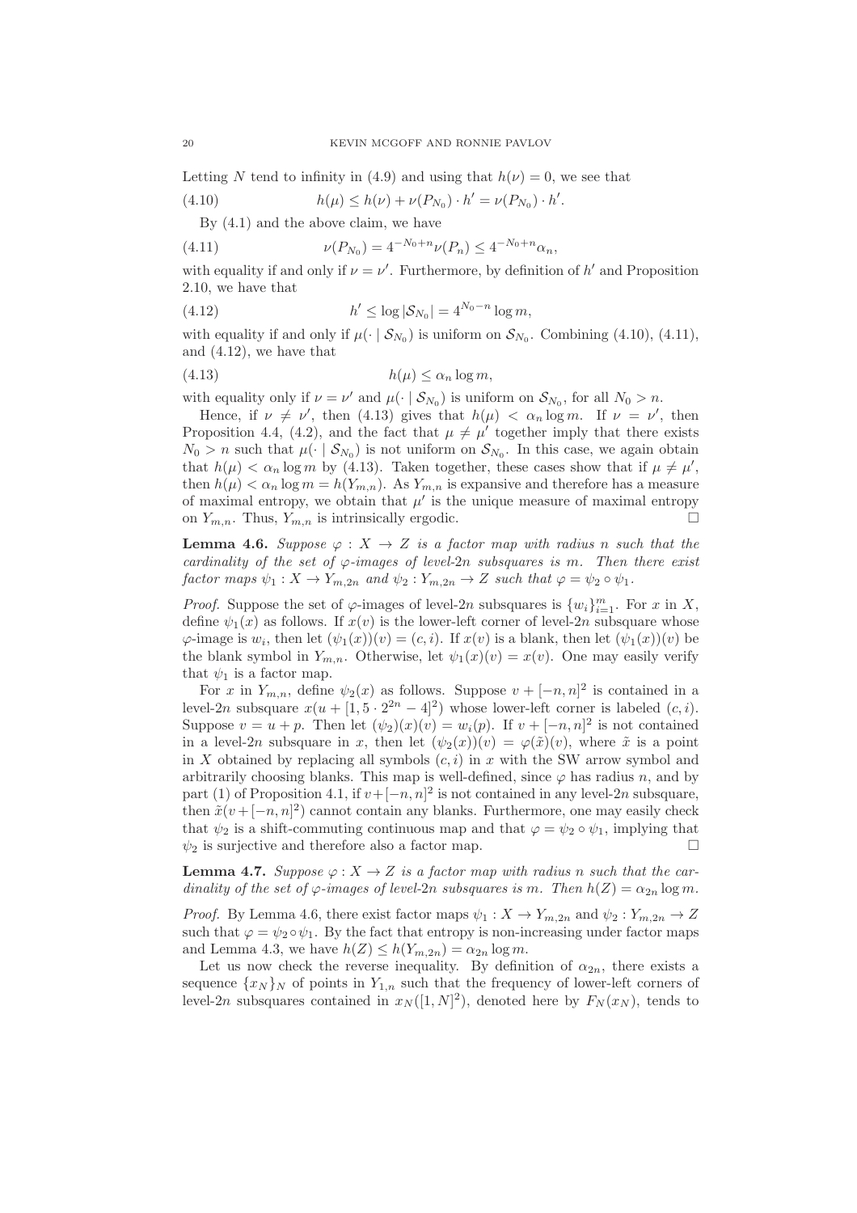Letting $N$ tend to infinity in (4.9) and using that $h(\nu) = 0$, we see that

$$h(\mu) \leq h(\nu) + \nu(P_{N_0}) \cdot h' = \nu(P_{N_0}) \cdot h'. \tag{4.10}$$

By (4.1) and the above claim, we have

$$\nu(P_{N_0}) = 4^{-N_0+n}\nu(P_n) \leq 4^{-N_0+n}\alpha_n, \tag{4.11}$$

with equality if and only if $\nu = \nu'$. Furthermore, by definition of $h'$ and Proposition 2.10, we have that

$$h' \leq \log |\mathcal{S}_{N_0}| = 4^{N_0-n}\log m, \tag{4.12}$$

with equality if and only if $\mu(\cdot \mid \mathcal{S}_{N_0})$ is uniform on $\mathcal{S}_{N_0}$. Combining (4.10), (4.11), and (4.12), we have that

$$h(\mu) \leq \alpha_n \log m, \tag{4.13}$$

with equality only if $\nu = \nu'$ and $\mu(\cdot \mid \mathcal{S}_{N_0})$ is uniform on $\mathcal{S}_{N_0}$, for all $N_0 > n$.

Hence, if $\nu \neq \nu'$, then (4.13) gives that $h(\mu) < \alpha_n \log m$. If $\nu = \nu'$, then Proposition 4.4, (4.2), and the fact that $\mu \neq \mu'$ together imply that there exists $N_0 > n$ such that $\mu(\cdot \mid \mathcal{S}_{N_0})$ is not uniform on $\mathcal{S}_{N_0}$. In this case, we again obtain that $h(\mu) < \alpha_n \log m$ by (4.13). Taken together, these cases show that if $\mu \neq \mu'$, then $h(\mu) < \alpha_n \log m = h(Y_{m,n})$. As $Y_{m,n}$ is expansive and therefore has a measure of maximal entropy, we obtain that $\mu'$ is the unique measure of maximal entropy on $Y_{m,n}$. Thus, $Y_{m,n}$ is intrinsically ergodic. □

**Lemma 4.6.** *Suppose $\varphi : X \to Z$ is a factor map with radius $n$ such that the cardinality of the set of $\varphi$-images of level-$2n$ subsquares is $m$. Then there exist factor maps $\psi_1 : X \to Y_{m,2n}$ and $\psi_2 : Y_{m,2n} \to Z$ such that $\varphi = \psi_2 \circ \psi_1$.*

*Proof.* Suppose the set of $\varphi$-images of level-$2n$ subsquares is $\{w_i\}_{i=1}^m$. For $x$ in $X$, define $\psi_1(x)$ as follows. If $x(v)$ is the lower-left corner of level-$2n$ subsquare whose $\varphi$-image is $w_i$, then let $(\psi_1(x))(v) = (c, i)$. If $x(v)$ is a blank, then let $(\psi_1(x))(v)$ be the blank symbol in $Y_{m,n}$. Otherwise, let $\psi_1(x)(v) = x(v)$. One may easily verify that $\psi_1$ is a factor map.

For $x$ in $Y_{m,n}$, define $\psi_2(x)$ as follows. Suppose $v + [-n, n]^2$ is contained in a level-$2n$ subsquare $x(u + [1, 5 \cdot 2^{2n} - 4]^2)$ whose lower-left corner is labeled $(c, i)$. Suppose $v = u + p$. Then let $(\psi_2)(x)(v) = w_i(p)$. If $v + [-n, n]^2$ is not contained in a level-$2n$ subsquare in $x$, then let $(\psi_2(x))(v) = \varphi(\tilde{x})(v)$, where $\tilde{x}$ is a point in $X$ obtained by replacing all symbols $(c, i)$ in $x$ with the SW arrow symbol and arbitrarily choosing blanks. This map is well-defined, since $\varphi$ has radius $n$, and by part (1) of Proposition 4.1, if $v + [-n, n]^2$ is not contained in any level-$2n$ subsquare, then $\tilde{x}(v + [-n, n]^2)$ cannot contain any blanks. Furthermore, one may easily check that $\psi_2$ is a shift-commuting continuous map and that $\varphi = \psi_2 \circ \psi_1$, implying that $\psi_2$ is surjective and therefore also a factor map. □

**Lemma 4.7.** *Suppose $\varphi : X \to Z$ is a factor map with radius $n$ such that the cardinality of the set of $\varphi$-images of level-$2n$ subsquares is $m$. Then $h(Z) = \alpha_{2n} \log m$.*

*Proof.* By Lemma 4.6, there exist factor maps $\psi_1 : X \to Y_{m,2n}$ and $\psi_2 : Y_{m,2n} \to Z$ such that $\varphi = \psi_2 \circ \psi_1$. By the fact that entropy is non-increasing under factor maps and Lemma 4.3, we have $h(Z) \leq h(Y_{m,2n}) = \alpha_{2n} \log m$.

Let us now check the reverse inequality. By definition of $\alpha_{2n}$, there exists a sequence $\{x_N\}_N$ of points in $Y_{1,n}$ such that the frequency of lower-left corners of level-$2n$ subsquares contained in $x_N([1, N]^2)$, denoted here by $F_N(x_N)$, tends to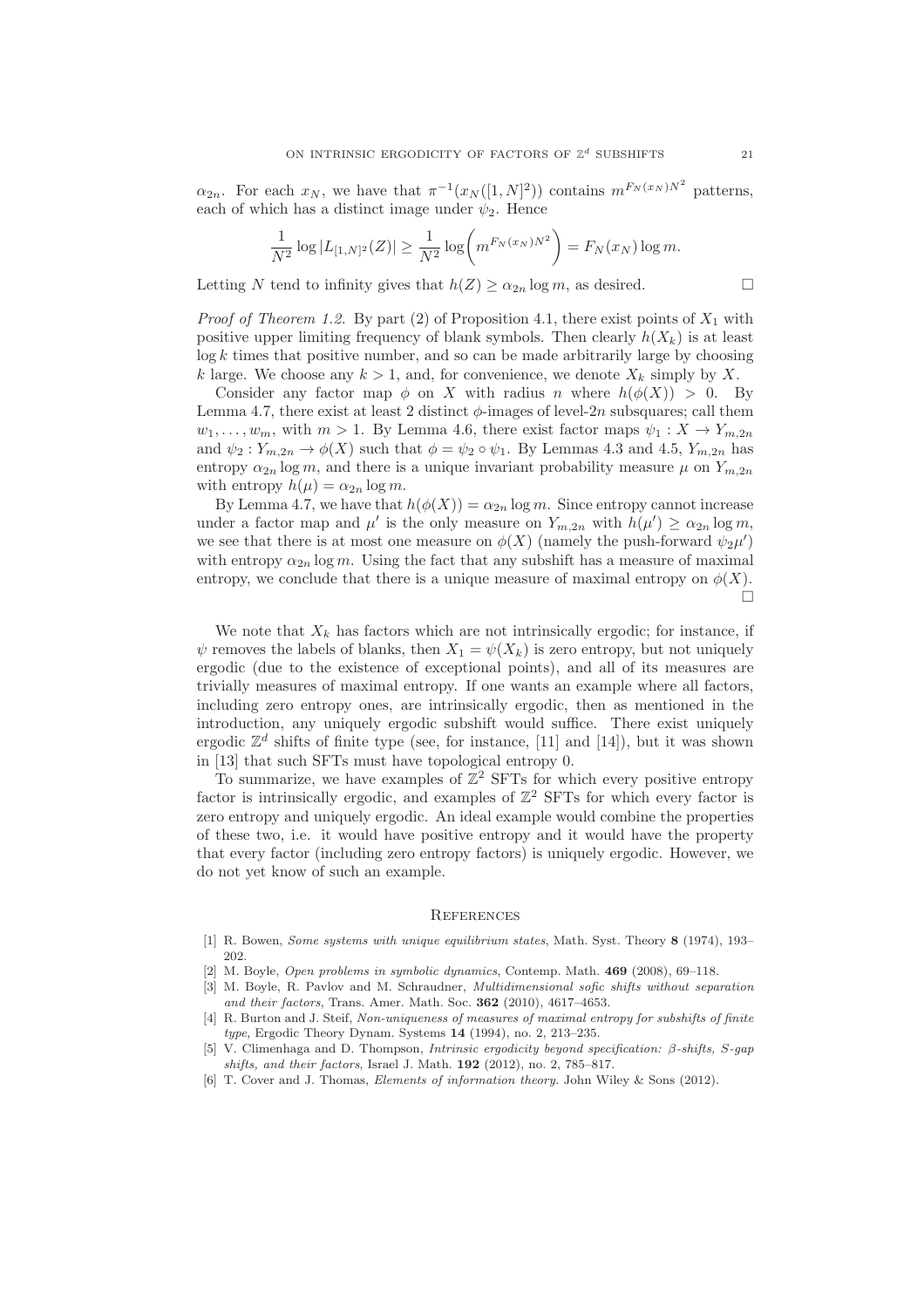$\alpha_{2n}$. For each $x_N$, we have that $\pi^{-1}(x_N([1,N]^2))$ contains $m^{F_N(x_N)N^2}$ patterns, each of which has a distinct image under $\psi_2$. Hence

$$\frac{1}{N^2}\log|L_{[1,N]^2}(Z)| \geq \frac{1}{N^2}\log\left(m^{F_N(x_N)N^2}\right) = F_N(x_N)\log m.$$

Letting $N$ tend to infinity gives that $h(Z) \geq \alpha_{2n}\log m$, as desired. □

*Proof of Theorem 1.2.* By part (2) of Proposition 4.1, there exist points of $X_1$ with positive upper limiting frequency of blank symbols. Then clearly $h(X_k)$ is at least $\log k$ times that positive number, and so can be made arbitrarily large by choosing $k$ large. We choose any $k > 1$, and, for convenience, we denote $X_k$ simply by $X$.

Consider any factor map $\phi$ on $X$ with radius $n$ where $h(\phi(X)) > 0$. By Lemma 4.7, there exist at least 2 distinct $\phi$-images of level-$2n$ subsquares; call them $w_1, \ldots, w_m$, with $m > 1$. By Lemma 4.6, there exist factor maps $\psi_1 : X \to Y_{m,2n}$ and $\psi_2 : Y_{m,2n} \to \phi(X)$ such that $\phi = \psi_2 \circ \psi_1$. By Lemmas 4.3 and 4.5, $Y_{m,2n}$ has entropy $\alpha_{2n}\log m$, and there is a unique invariant probability measure $\mu$ on $Y_{m,2n}$ with entropy $h(\mu) = \alpha_{2n}\log m$.

By Lemma 4.7, we have that $h(\phi(X)) = \alpha_{2n}\log m$. Since entropy cannot increase under a factor map and $\mu'$ is the only measure on $Y_{m,2n}$ with $h(\mu') \geq \alpha_{2n}\log m$, we see that there is at most one measure on $\phi(X)$ (namely the push-forward $\psi_2\mu'$) with entropy $\alpha_{2n}\log m$. Using the fact that any subshift has a measure of maximal entropy, we conclude that there is a unique measure of maximal entropy on $\phi(X)$. □

We note that $X_k$ has factors which are not intrinsically ergodic; for instance, if $\psi$ removes the labels of blanks, then $X_1 = \psi(X_k)$ is zero entropy, but not uniquely ergodic (due to the existence of exceptional points), and all of its measures are trivially measures of maximal entropy. If one wants an example where all factors, including zero entropy ones, are intrinsically ergodic, then as mentioned in the introduction, any uniquely ergodic subshift would suffice. There exist uniquely ergodic $\mathbb{Z}^d$ shifts of finite type (see, for instance, [11] and [14]), but it was shown in [13] that such SFTs must have topological entropy 0.

To summarize, we have examples of $\mathbb{Z}^2$ SFTs for which every positive entropy factor is intrinsically ergodic, and examples of $\mathbb{Z}^2$ SFTs for which every factor is zero entropy and uniquely ergodic. An ideal example would combine the properties of these two, i.e. it would have positive entropy and it would have the property that every factor (including zero entropy factors) is uniquely ergodic. However, we do not yet know of such an example.

## References

[1] R. Bowen, *Some systems with unique equilibrium states*, Math. Syst. Theory **8** (1974), 193–202.

[2] M. Boyle, *Open problems in symbolic dynamics*, Contemp. Math. **469** (2008), 69–118.

[3] M. Boyle, R. Pavlov and M. Schraudner, *Multidimensional sofic shifts without separation and their factors*, Trans. Amer. Math. Soc. **362** (2010), 4617–4653.

[4] R. Burton and J. Steif, *Non-uniqueness of measures of maximal entropy for subshifts of finite type*, Ergodic Theory Dynam. Systems **14** (1994), no. 2, 213–235.

[5] V. Climenhaga and D. Thompson, *Intrinsic ergodicity beyond specification: β-shifts, S-gap shifts, and their factors*, Israel J. Math. **192** (2012), no. 2, 785–817.

[6] T. Cover and J. Thomas, *Elements of information theory.* John Wiley & Sons (2012).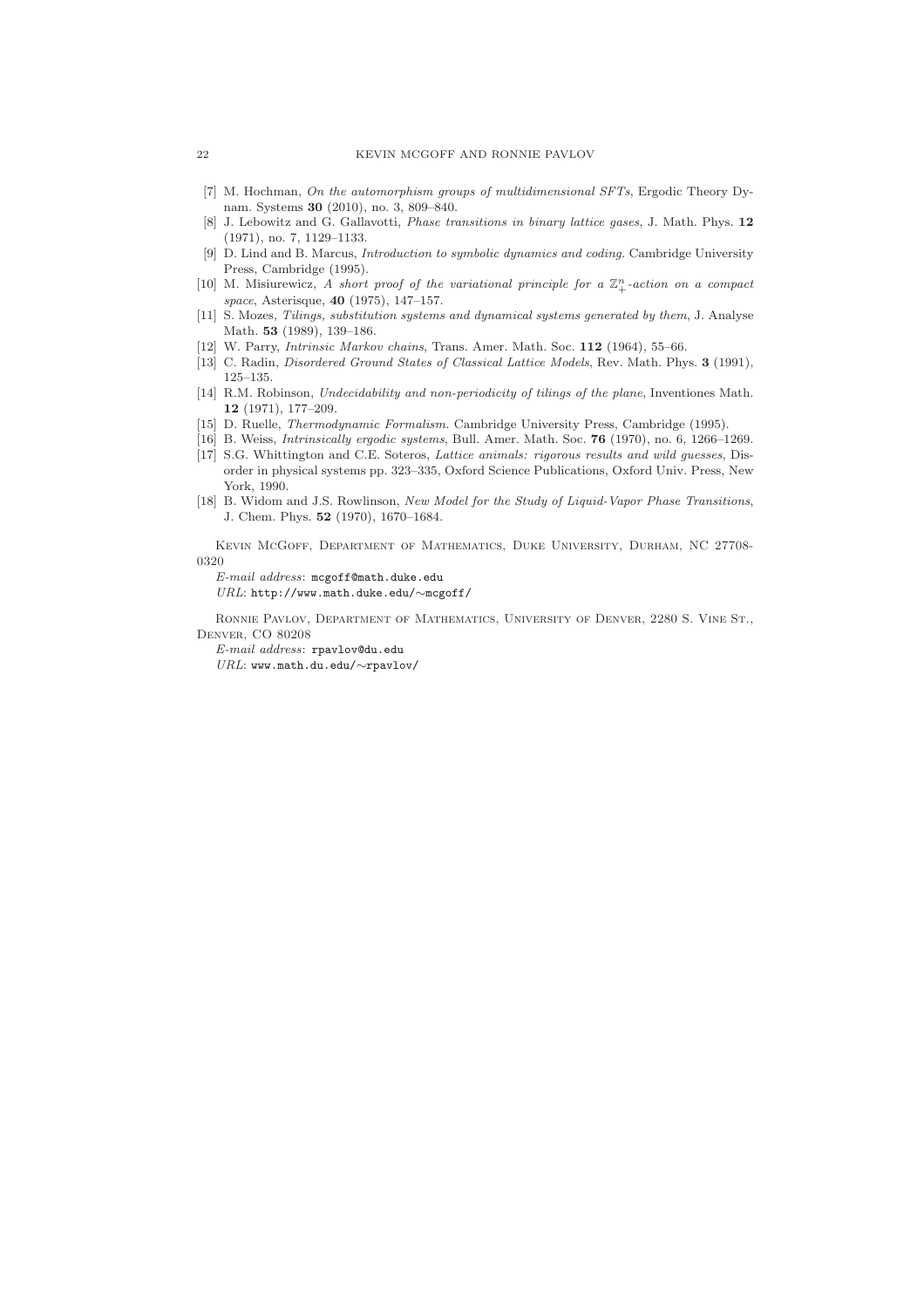[7] M. Hochman, *On the automorphism groups of multidimensional SFTs*, Ergodic Theory Dynam. Systems **30** (2010), no. 3, 809–840.

[8] J. Lebowitz and G. Gallavotti, *Phase transitions in binary lattice gases*, J. Math. Phys. **12** (1971), no. 7, 1129–1133.

[9] D. Lind and B. Marcus, *Introduction to symbolic dynamics and coding.* Cambridge University Press, Cambridge (1995).

[10] M. Misiurewicz, *A short proof of the variational principle for a $\mathbb{Z}_+^n$-action on a compact space*, Asterisque, **40** (1975), 147–157.

[11] S. Mozes, *Tilings, substitution systems and dynamical systems generated by them*, J. Analyse Math. **53** (1989), 139–186.

[12] W. Parry, *Intrinsic Markov chains*, Trans. Amer. Math. Soc. **112** (1964), 55–66.

[13] C. Radin, *Disordered Ground States of Classical Lattice Models*, Rev. Math. Phys. **3** (1991), 125–135.

[14] R.M. Robinson, *Undecidability and non-periodicity of tilings of the plane*, Inventiones Math. **12** (1971), 177–209.

[15] D. Ruelle, *Thermodynamic Formalism.* Cambridge University Press, Cambridge (1995).

[16] B. Weiss, *Intrinsically ergodic systems*, Bull. Amer. Math. Soc. **76** (1970), no. 6, 1266–1269.

[17] S.G. Whittington and C.E. Soteros, *Lattice animals: rigorous results and wild guesses*, Disorder in physical systems pp. 323–335, Oxford Science Publications, Oxford Univ. Press, New York, 1990.

[18] B. Widom and J.S. Rowlinson, *New Model for the Study of Liquid-Vapor Phase Transitions*, J. Chem. Phys. **52** (1970), 1670–1684.

Kevin McGoff, Department of Mathematics, Duke University, Durham, NC 27708-0320

*E-mail address*: mcgoff@math.duke.edu

*URL*: http://www.math.duke.edu/~mcgoff/

Ronnie Pavlov, Department of Mathematics, University of Denver, 2280 S. Vine St., Denver, CO 80208

*E-mail address*: rpavlov@du.edu

*URL*: www.math.du.edu/~rpavlov/